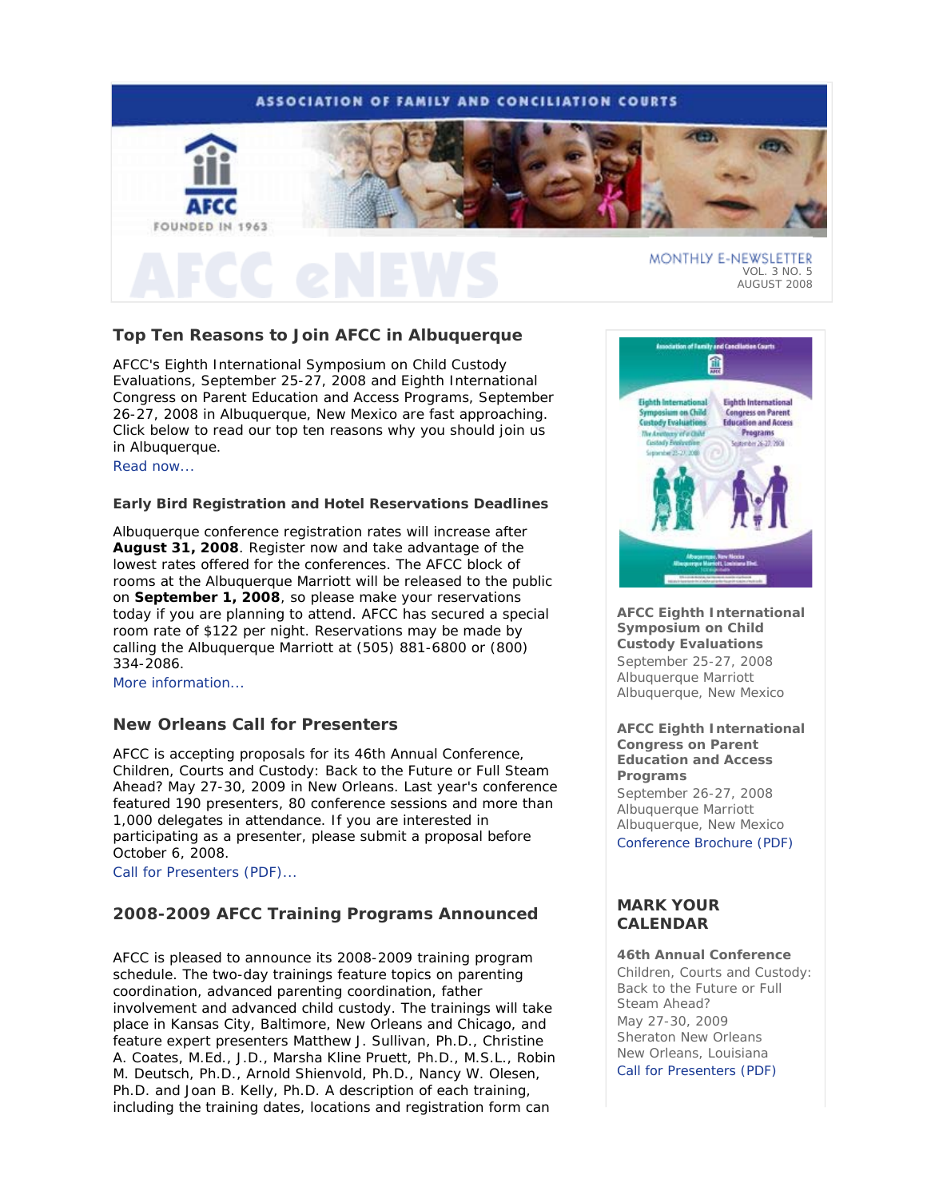ASSOCIATION OF FAMILY AND CONCILIATION COURTS

AFCC

FOUNDED IN 1963

# AFCC eNEWS

MONTHLY E-NEWSLETTER
VOL. 3 NO. 5
AUGUST 2008

## Top Ten Reasons to Join AFCC in Albuquerque

AFCC's Eighth International Symposium on Child Custody Evaluations, September 25-27, 2008 and Eighth International Congress on Parent Education and Access Programs, September 26-27, 2008 in Albuquerque, New Mexico are fast approaching. Click below to read our top ten reasons why you should join us in Albuquerque.

Read now...

### Early Bird Registration and Hotel Reservations Deadlines

Albuquerque conference registration rates will increase after **August 31, 2008**. Register now and take advantage of the lowest rates offered for the conferences. The AFCC block of rooms at the Albuquerque Marriott will be released to the public on **September 1, 2008**, so please make your reservations today if you are planning to attend. AFCC has secured a special room rate of $122 per night. Reservations may be made by calling the Albuquerque Marriott at (505) 881-6800 or (800) 334-2086.

More information...

## New Orleans Call for Presenters

AFCC is accepting proposals for its 46th Annual Conference, Children, Courts and Custody: Back to the Future or Full Steam Ahead? May 27-30, 2009 in New Orleans. Last year's conference featured 190 presenters, 80 conference sessions and more than 1,000 delegates in attendance. If you are interested in participating as a presenter, please submit a proposal before October 6, 2008.

Call for Presenters (PDF)...

## 2008-2009 AFCC Training Programs Announced

AFCC is pleased to announce its 2008-2009 training program schedule. The two-day trainings feature topics on parenting coordination, advanced parenting coordination, father involvement and advanced child custody. The trainings will take place in Kansas City, Baltimore, New Orleans and Chicago, and feature expert presenters Matthew J. Sullivan, Ph.D., Christine A. Coates, M.Ed., J.D., Marsha Kline Pruett, Ph.D., M.S.L., Robin M. Deutsch, Ph.D., Arnold Shienvold, Ph.D., Nancy W. Olesen, Ph.D. and Joan B. Kelly, Ph.D. A description of each training, including the training dates, locations and registration form can

**AFCC Eighth International Symposium on Child Custody Evaluations**
September 25-27, 2008
Albuquerque Marriott
Albuquerque, New Mexico

**AFCC Eighth International Congress on Parent Education and Access Programs**
September 26-27, 2008
Albuquerque Marriott
Albuquerque, New Mexico
Conference Brochure (PDF)

## MARK YOUR CALENDAR

**46th Annual Conference**
Children, Courts and Custody: Back to the Future or Full Steam Ahead?
May 27-30, 2009
Sheraton New Orleans
New Orleans, Louisiana
Call for Presenters (PDF)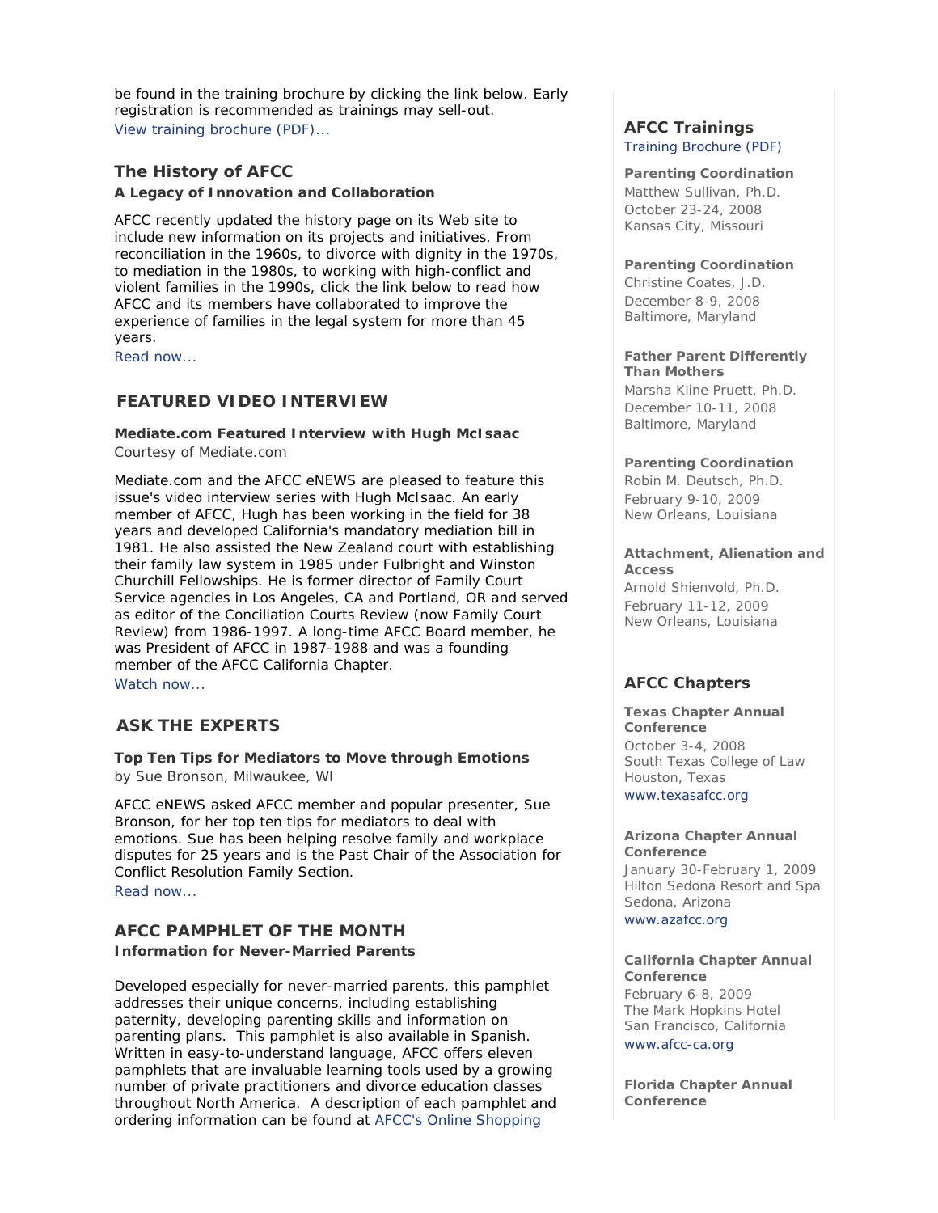be found in the training brochure by clicking the link below. Early registration is recommended as trainings may sell-out.
View training brochure (PDF)...

## The History of AFCC

**A Legacy of Innovation and Collaboration**

AFCC recently updated the history page on its Web site to include new information on its projects and initiatives. From reconciliation in the 1960s, to divorce with dignity in the 1970s, to mediation in the 1980s, to working with high-conflict and violent families in the 1990s, click the link below to read how AFCC and its members have collaborated to improve the experience of families in the legal system for more than 45 years.
Read now...

## FEATURED VIDEO INTERVIEW

**Mediate.com Featured Interview with Hugh McIsaac**
Courtesy of Mediate.com

Mediate.com and the AFCC eNEWS are pleased to feature this issue's video interview series with Hugh McIsaac. An early member of AFCC, Hugh has been working in the field for 38 years and developed California's mandatory mediation bill in 1981. He also assisted the New Zealand court with establishing their family law system in 1985 under Fulbright and Winston Churchill Fellowships. He is former director of Family Court Service agencies in Los Angeles, CA and Portland, OR and served as editor of the Conciliation Courts Review (now Family Court Review) from 1986-1997. A long-time AFCC Board member, he was President of AFCC in 1987-1988 and was a founding member of the AFCC California Chapter.
Watch now...

## ASK THE EXPERTS

**Top Ten Tips for Mediators to Move through Emotions**
by Sue Bronson, Milwaukee, WI

AFCC eNEWS asked AFCC member and popular presenter, Sue Bronson, for her top ten tips for mediators to deal with emotions. Sue has been helping resolve family and workplace disputes for 25 years and is the Past Chair of the Association for Conflict Resolution Family Section.
Read now...

## AFCC PAMPHLET OF THE MONTH

**Information for Never-Married Parents**

Developed especially for never-married parents, this pamphlet addresses their unique concerns, including establishing paternity, developing parenting skills and information on parenting plans. This pamphlet is also available in Spanish. Written in easy-to-understand language, AFCC offers eleven pamphlets that are invaluable learning tools used by a growing number of private practitioners and divorce education classes throughout North America. A description of each pamphlet and ordering information can be found at AFCC's Online Shopping

## AFCC Trainings

Training Brochure (PDF)

**Parenting Coordination**
Matthew Sullivan, Ph.D.
October 23-24, 2008
Kansas City, Missouri

**Parenting Coordination**
Christine Coates, J.D.
December 8-9, 2008
Baltimore, Maryland

**Father Parent Differently Than Mothers**
Marsha Kline Pruett, Ph.D.
December 10-11, 2008
Baltimore, Maryland

**Parenting Coordination**
Robin M. Deutsch, Ph.D.
February 9-10, 2009
New Orleans, Louisiana

**Attachment, Alienation and Access**
Arnold Shienvold, Ph.D.
February 11-12, 2009
New Orleans, Louisiana

## AFCC Chapters

**Texas Chapter Annual Conference**
October 3-4, 2008
South Texas College of Law
Houston, Texas
www.texasafcc.org

**Arizona Chapter Annual Conference**
January 30-February 1, 2009
Hilton Sedona Resort and Spa
Sedona, Arizona
www.azafcc.org

**California Chapter Annual Conference**
February 6-8, 2009
The Mark Hopkins Hotel
San Francisco, California
www.afcc-ca.org

**Florida Chapter Annual Conference**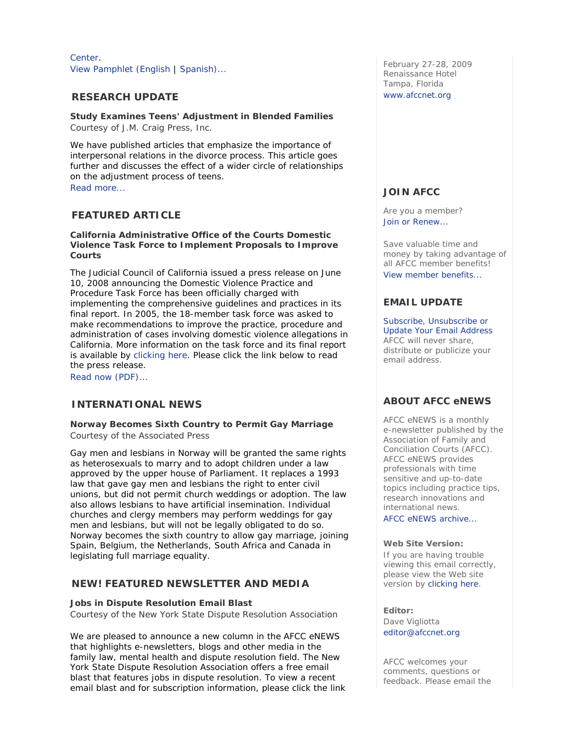Center.
View Pamphlet (English | Spanish)...

## RESEARCH UPDATE

**Study Examines Teens' Adjustment in Blended Families**
Courtesy of J.M. Craig Press, Inc.

We have published articles that emphasize the importance of interpersonal relations in the divorce process. This article goes further and discusses the effect of a wider circle of relationships on the adjustment process of teens.
Read more...

## FEATURED ARTICLE

**California Administrative Office of the Courts Domestic Violence Task Force to Implement Proposals to Improve Courts**

The Judicial Council of California issued a press release on June 10, 2008 announcing the Domestic Violence Practice and Procedure Task Force has been officially charged with implementing the comprehensive guidelines and practices in its final report. In 2005, the 18-member task force was asked to make recommendations to improve the practice, procedure and administration of cases involving domestic violence allegations in California. More information on the task force and its final report is available by clicking here. Please click the link below to read the press release.
Read now (PDF)...

## INTERNATIONAL NEWS

**Norway Becomes Sixth Country to Permit Gay Marriage**
Courtesy of the Associated Press

Gay men and lesbians in Norway will be granted the same rights as heterosexuals to marry and to adopt children under a law approved by the upper house of Parliament. It replaces a 1993 law that gave gay men and lesbians the right to enter civil unions, but did not permit church weddings or adoption. The law also allows lesbians to have artificial insemination. Individual churches and clergy members may perform weddings for gay men and lesbians, but will not be legally obligated to do so. Norway becomes the sixth country to allow gay marriage, joining Spain, Belgium, the Netherlands, South Africa and Canada in legislating full marriage equality.

## NEW! FEATURED NEWSLETTER AND MEDIA

**Jobs in Dispute Resolution Email Blast**
Courtesy of the New York State Dispute Resolution Association

We are pleased to announce a new column in the AFCC eNEWS that highlights e-newsletters, blogs and other media in the family law, mental health and dispute resolution field. The New York State Dispute Resolution Association offers a free email blast that features jobs in dispute resolution. To view a recent email blast and for subscription information, please click the link

February 27-28, 2009
Renaissance Hotel
Tampa, Florida
www.afccnet.org

## JOIN AFCC

Are you a member?
Join or Renew...

Save valuable time and money by taking advantage of all AFCC member benefits!
View member benefits...

## EMAIL UPDATE

Subscribe, Unsubscribe or Update Your Email Address
AFCC will never share, distribute or publicize your email address.

## ABOUT AFCC eNEWS

AFCC eNEWS is a monthly e-newsletter published by the Association of Family and Conciliation Courts (AFCC). AFCC eNEWS provides professionals with time sensitive and up-to-date topics including practice tips, research innovations and international news.
AFCC eNEWS archive...

**Web Site Version:**
If you are having trouble viewing this email correctly, please view the Web site version by clicking here.

**Editor:**
Dave Vigliotta
editor@afccnet.org

AFCC welcomes your comments, questions or feedback. Please email the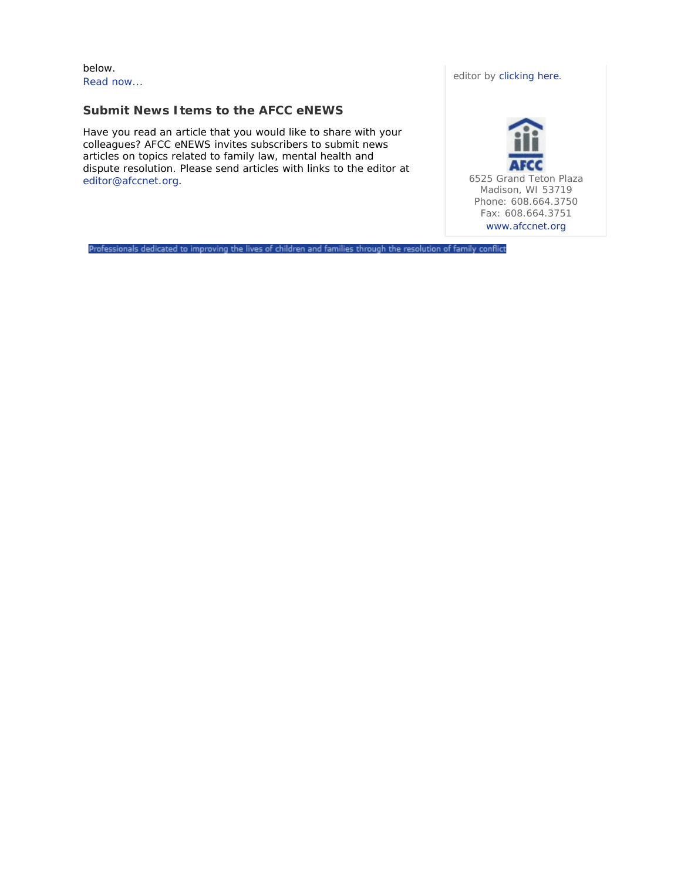below.
Read now...

### Submit News Items to the AFCC eNEWS

Have you read an article that you would like to share with your colleagues? AFCC eNEWS invites subscribers to submit news articles on topics related to family law, mental health and dispute resolution. Please send articles with links to the editor at editor@afccnet.org.

editor by clicking here.

AFCC
6525 Grand Teton Plaza
Madison, WI 53719
Phone: 608.664.3750
Fax: 608.664.3751
www.afccnet.org

Professionals dedicated to improving the lives of children and families through the resolution of family conflict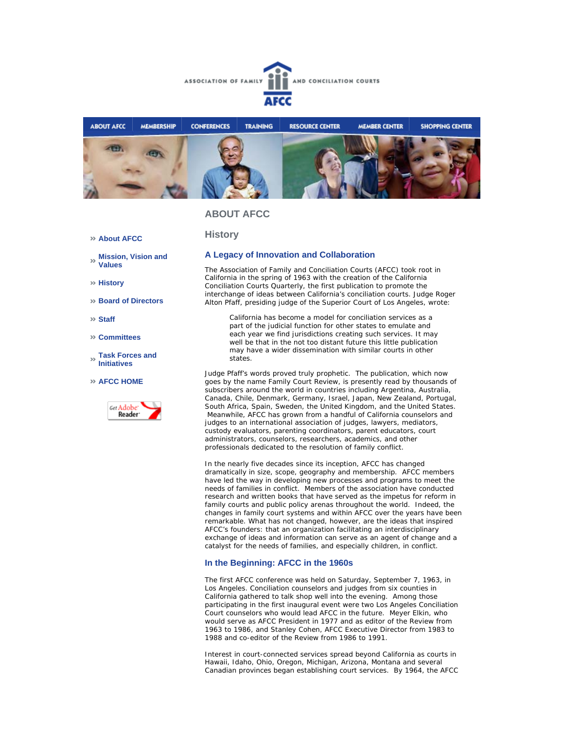ASSOCIATION OF FAMILY AND CONCILIATION COURTS

AFCC

ABOUT AFCC | MEMBERSHIP | CONFERENCES | TRAINING | RESOURCE CENTER | MEMBER CENTER | SHOPPING CENTER

- » About AFCC
- » Mission, Vision and Values
- » History
- » Board of Directors
- » Staff
- » Committees
- » Task Forces and Initiatives
- » AFCC HOME

# ABOUT AFCC

## History

### A Legacy of Innovation and Collaboration

The Association of Family and Conciliation Courts (AFCC) took root in California in the spring of 1963 with the creation of the California Conciliation Courts Quarterly, the first publication to promote the interchange of ideas between California's conciliation courts. Judge Roger Alton Pfaff, presiding judge of the Superior Court of Los Angeles, wrote:

> California has become a model for conciliation services as a part of the judicial function for other states to emulate and each year we find jurisdictions creating such services. It may well be that in the not too distant future this little publication may have a wider dissemination with similar courts in other states.

Judge Pfaff's words proved truly prophetic. The publication, which now goes by the name Family Court Review, is presently read by thousands of subscribers around the world in countries including Argentina, Australia, Canada, Chile, Denmark, Germany, Israel, Japan, New Zealand, Portugal, South Africa, Spain, Sweden, the United Kingdom, and the United States. Meanwhile, AFCC has grown from a handful of California counselors and judges to an international association of judges, lawyers, mediators, custody evaluators, parenting coordinators, parent educators, court administrators, counselors, researchers, academics, and other professionals dedicated to the resolution of family conflict.

In the nearly five decades since its inception, AFCC has changed dramatically in size, scope, geography and membership. AFCC members have led the way in developing new processes and programs to meet the needs of families in conflict. Members of the association have conducted research and written books that have served as the impetus for reform in family courts and public policy arenas throughout the world. Indeed, the changes in family court systems and within AFCC over the years have been remarkable. What has not changed, however, are the ideas that inspired AFCC's founders: that an organization facilitating an interdisciplinary exchange of ideas and information can serve as an agent of change and a catalyst for the needs of families, and especially children, in conflict.

### In the Beginning: AFCC in the 1960s

The first AFCC conference was held on Saturday, September 7, 1963, in Los Angeles. Conciliation counselors and judges from six counties in California gathered to talk shop well into the evening. Among those participating in the first inaugural event were two Los Angeles Conciliation Court counselors who would lead AFCC in the future. Meyer Elkin, who would serve as AFCC President in 1977 and as editor of the Review from 1963 to 1986, and Stanley Cohen, AFCC Executive Director from 1983 to 1988 and co-editor of the Review from 1986 to 1991.

Interest in court-connected services spread beyond California as courts in Hawaii, Idaho, Ohio, Oregon, Michigan, Arizona, Montana and several Canadian provinces began establishing court services. By 1964, the AFCC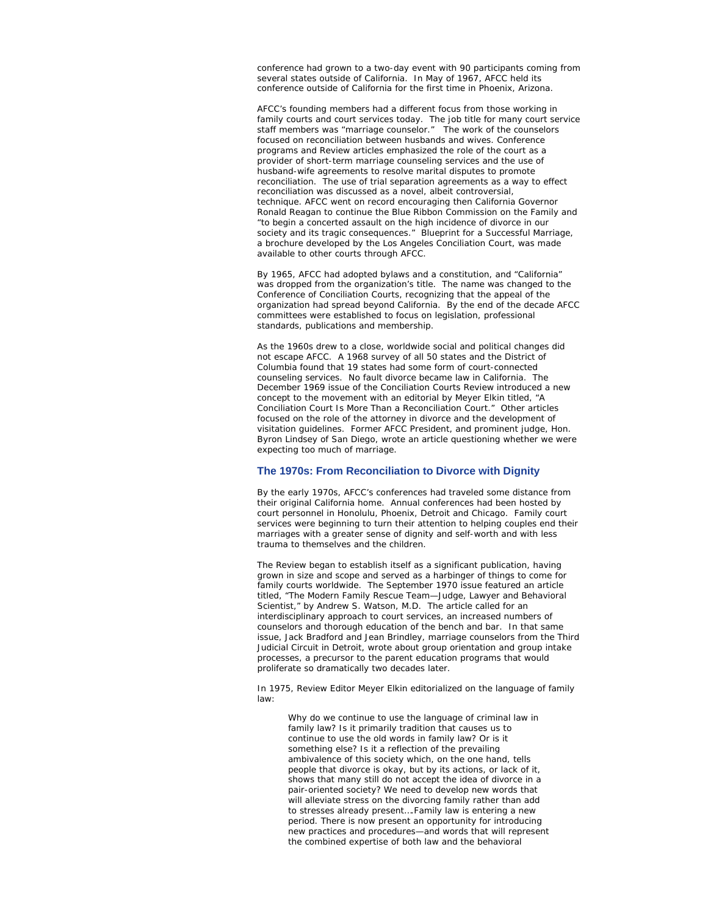conference had grown to a two-day event with 90 participants coming from several states outside of California. In May of 1967, AFCC held its conference outside of California for the first time in Phoenix, Arizona.

AFCC's founding members had a different focus from those working in family courts and court services today. The job title for many court service staff members was "marriage counselor." The work of the counselors focused on reconciliation between husbands and wives. Conference programs and Review articles emphasized the role of the court as a provider of short-term marriage counseling services and the use of husband-wife agreements to resolve marital disputes to promote reconciliation. The use of trial separation agreements as a way to effect reconciliation was discussed as a novel, albeit controversial, technique. AFCC went on record encouraging then California Governor Ronald Reagan to continue the Blue Ribbon Commission on the Family and "to begin a concerted assault on the high incidence of divorce in our society and its tragic consequences." Blueprint for a Successful Marriage, a brochure developed by the Los Angeles Conciliation Court, was made available to other courts through AFCC.

By 1965, AFCC had adopted bylaws and a constitution, and "California" was dropped from the organization's title. The name was changed to the Conference of Conciliation Courts, recognizing that the appeal of the organization had spread beyond California. By the end of the decade AFCC committees were established to focus on legislation, professional standards, publications and membership.

As the 1960s drew to a close, worldwide social and political changes did not escape AFCC. A 1968 survey of all 50 states and the District of Columbia found that 19 states had some form of court-connected counseling services. No fault divorce became law in California. The December 1969 issue of the Conciliation Courts Review introduced a new concept to the movement with an editorial by Meyer Elkin titled, "A Conciliation Court Is More Than a Reconciliation Court." Other articles focused on the role of the attorney in divorce and the development of visitation guidelines. Former AFCC President, and prominent judge, Hon. Byron Lindsey of San Diego, wrote an article questioning whether we were expecting too much of marriage.

## The 1970s: From Reconciliation to Divorce with Dignity

By the early 1970s, AFCC's conferences had traveled some distance from their original California home. Annual conferences had been hosted by court personnel in Honolulu, Phoenix, Detroit and Chicago. Family court services were beginning to turn their attention to helping couples end their marriages with a greater sense of dignity and self-worth and with less trauma to themselves and the children.

The Review began to establish itself as a significant publication, having grown in size and scope and served as a harbinger of things to come for family courts worldwide. The September 1970 issue featured an article titled, "The Modern Family Rescue Team—Judge, Lawyer and Behavioral Scientist," by Andrew S. Watson, M.D. The article called for an interdisciplinary approach to court services, an increased numbers of counselors and thorough education of the bench and bar. In that same issue, Jack Bradford and Jean Brindley, marriage counselors from the Third Judicial Circuit in Detroit, wrote about group orientation and group intake processes, a precursor to the parent education programs that would proliferate so dramatically two decades later.

In 1975, Review Editor Meyer Elkin editorialized on the language of family law:

> Why do we continue to use the language of criminal law in family law? Is it primarily tradition that causes us to continue to use the old words in family law? Or is it something else? Is it a reflection of the prevailing ambivalence of this society which, on the one hand, tells people that divorce is okay, but by its actions, or lack of it, shows that many still do not accept the idea of divorce in a pair-oriented society? We need to develop new words that will alleviate stress on the divorcing family rather than add to stresses already present….Family law is entering a new period. There is now present an opportunity for introducing new practices and procedures—and words that will represent the combined expertise of both law and the behavioral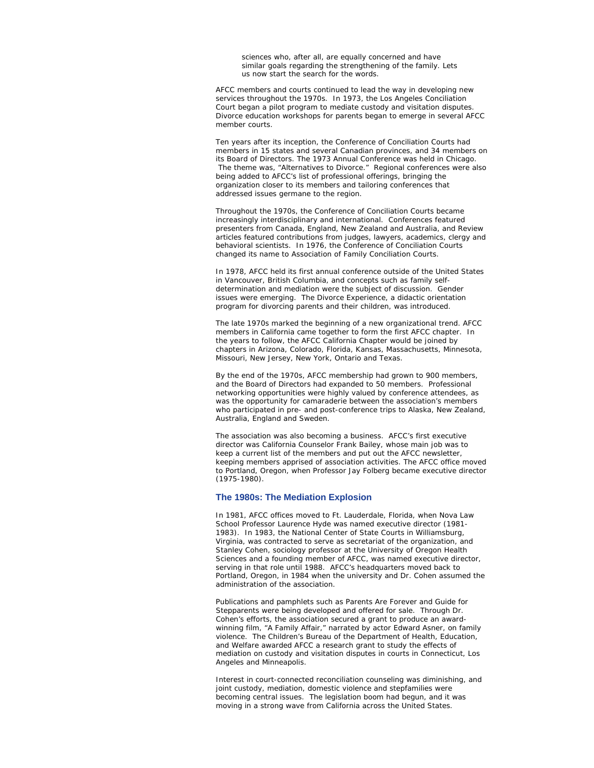> sciences who, after all, are equally concerned and have similar goals regarding the strengthening of the family. Lets us now start the search for the words.

AFCC members and courts continued to lead the way in developing new services throughout the 1970s. In 1973, the Los Angeles Conciliation Court began a pilot program to mediate custody and visitation disputes. Divorce education workshops for parents began to emerge in several AFCC member courts.

Ten years after its inception, the Conference of Conciliation Courts had members in 15 states and several Canadian provinces, and 34 members on its Board of Directors. The 1973 Annual Conference was held in Chicago. The theme was, "Alternatives to Divorce." Regional conferences were also being added to AFCC's list of professional offerings, bringing the organization closer to its members and tailoring conferences that addressed issues germane to the region.

Throughout the 1970s, the Conference of Conciliation Courts became increasingly interdisciplinary and international. Conferences featured presenters from Canada, England, New Zealand and Australia, and Review articles featured contributions from judges, lawyers, academics, clergy and behavioral scientists. In 1976, the Conference of Conciliation Courts changed its name to Association of Family Conciliation Courts.

In 1978, AFCC held its first annual conference outside of the United States in Vancouver, British Columbia, and concepts such as family self-determination and mediation were the subject of discussion. Gender issues were emerging. The Divorce Experience, a didactic orientation program for divorcing parents and their children, was introduced.

The late 1970s marked the beginning of a new organizational trend. AFCC members in California came together to form the first AFCC chapter. In the years to follow, the AFCC California Chapter would be joined by chapters in Arizona, Colorado, Florida, Kansas, Massachusetts, Minnesota, Missouri, New Jersey, New York, Ontario and Texas.

By the end of the 1970s, AFCC membership had grown to 900 members, and the Board of Directors had expanded to 50 members. Professional networking opportunities were highly valued by conference attendees, as was the opportunity for camaraderie between the association's members who participated in pre- and post-conference trips to Alaska, New Zealand, Australia, England and Sweden.

The association was also becoming a business. AFCC's first executive director was California Counselor Frank Bailey, whose main job was to keep a current list of the members and put out the AFCC newsletter, keeping members apprised of association activities. The AFCC office moved to Portland, Oregon, when Professor Jay Folberg became executive director (1975-1980).

## The 1980s: The Mediation Explosion

In 1981, AFCC offices moved to Ft. Lauderdale, Florida, when Nova Law School Professor Laurence Hyde was named executive director (1981-1983). In 1983, the National Center of State Courts in Williamsburg, Virginia, was contracted to serve as secretariat of the organization, and Stanley Cohen, sociology professor at the University of Oregon Health Sciences and a founding member of AFCC, was named executive director, serving in that role until 1988. AFCC's headquarters moved back to Portland, Oregon, in 1984 when the university and Dr. Cohen assumed the administration of the association.

Publications and pamphlets such as Parents Are Forever and Guide for Stepparents were being developed and offered for sale. Through Dr. Cohen's efforts, the association secured a grant to produce an award-winning film, "A Family Affair," narrated by actor Edward Asner, on family violence. The Children's Bureau of the Department of Health, Education, and Welfare awarded AFCC a research grant to study the effects of mediation on custody and visitation disputes in courts in Connecticut, Los Angeles and Minneapolis.

Interest in court-connected reconciliation counseling was diminishing, and joint custody, mediation, domestic violence and stepfamilies were becoming central issues. The legislation boom had begun, and it was moving in a strong wave from California across the United States.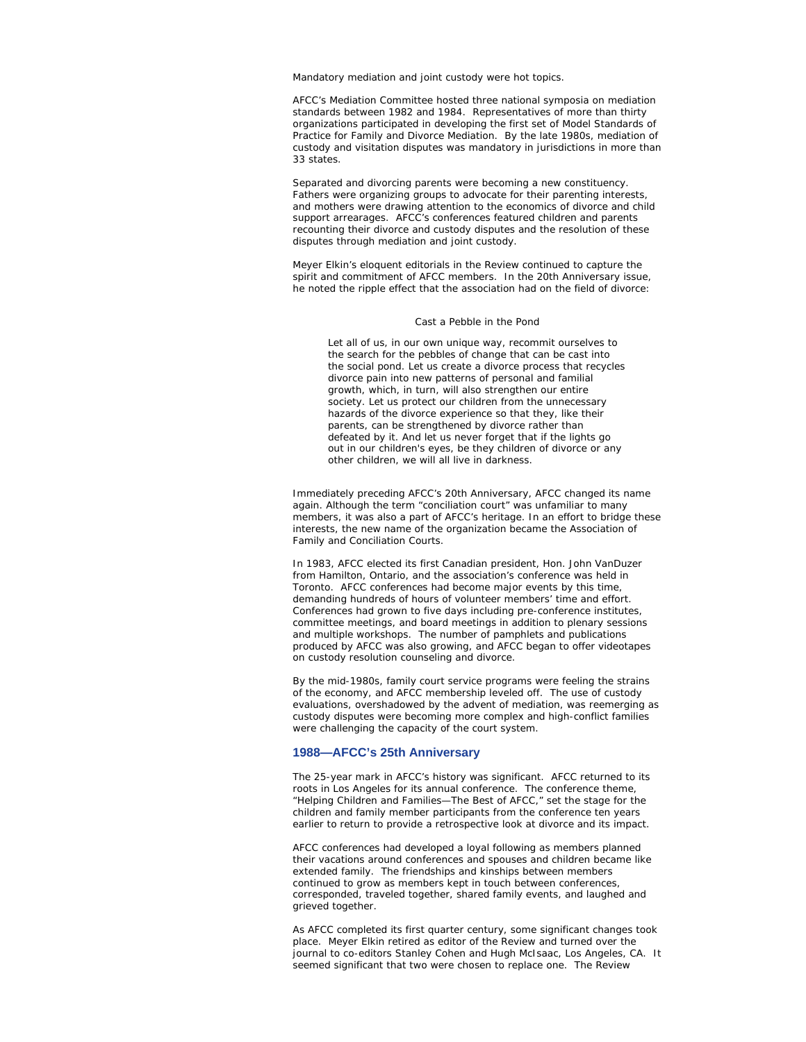Mandatory mediation and joint custody were hot topics.

AFCC's Mediation Committee hosted three national symposia on mediation standards between 1982 and 1984. Representatives of more than thirty organizations participated in developing the first set of Model Standards of Practice for Family and Divorce Mediation. By the late 1980s, mediation of custody and visitation disputes was mandatory in jurisdictions in more than 33 states.

Separated and divorcing parents were becoming a new constituency. Fathers were organizing groups to advocate for their parenting interests, and mothers were drawing attention to the economics of divorce and child support arrearages. AFCC's conferences featured children and parents recounting their divorce and custody disputes and the resolution of these disputes through mediation and joint custody.

Meyer Elkin's eloquent editorials in the Review continued to capture the spirit and commitment of AFCC members. In the 20th Anniversary issue, he noted the ripple effect that the association had on the field of divorce:

> Cast a Pebble in the Pond
>
> Let all of us, in our own unique way, recommit ourselves to the search for the pebbles of change that can be cast into the social pond. Let us create a divorce process that recycles divorce pain into new patterns of personal and familial growth, which, in turn, will also strengthen our entire society. Let us protect our children from the unnecessary hazards of the divorce experience so that they, like their parents, can be strengthened by divorce rather than defeated by it. And let us never forget that if the lights go out in our children's eyes, be they children of divorce or any other children, we will all live in darkness.

Immediately preceding AFCC's 20th Anniversary, AFCC changed its name again. Although the term "conciliation court" was unfamiliar to many members, it was also a part of AFCC's heritage. In an effort to bridge these interests, the new name of the organization became the Association of Family and Conciliation Courts.

In 1983, AFCC elected its first Canadian president, Hon. John VanDuzer from Hamilton, Ontario, and the association's conference was held in Toronto. AFCC conferences had become major events by this time, demanding hundreds of hours of volunteer members' time and effort. Conferences had grown to five days including pre-conference institutes, committee meetings, and board meetings in addition to plenary sessions and multiple workshops. The number of pamphlets and publications produced by AFCC was also growing, and AFCC began to offer videotapes on custody resolution counseling and divorce.

By the mid-1980s, family court service programs were feeling the strains of the economy, and AFCC membership leveled off. The use of custody evaluations, overshadowed by the advent of mediation, was reemerging as custody disputes were becoming more complex and high-conflict families were challenging the capacity of the court system.

### 1988—AFCC's 25th Anniversary

The 25-year mark in AFCC's history was significant. AFCC returned to its roots in Los Angeles for its annual conference. The conference theme, "Helping Children and Families—The Best of AFCC," set the stage for the children and family member participants from the conference ten years earlier to return to provide a retrospective look at divorce and its impact.

AFCC conferences had developed a loyal following as members planned their vacations around conferences and spouses and children became like extended family. The friendships and kinships between members continued to grow as members kept in touch between conferences, corresponded, traveled together, shared family events, and laughed and grieved together.

As AFCC completed its first quarter century, some significant changes took place. Meyer Elkin retired as editor of the Review and turned over the journal to co-editors Stanley Cohen and Hugh McIsaac, Los Angeles, CA. It seemed significant that two were chosen to replace one. The Review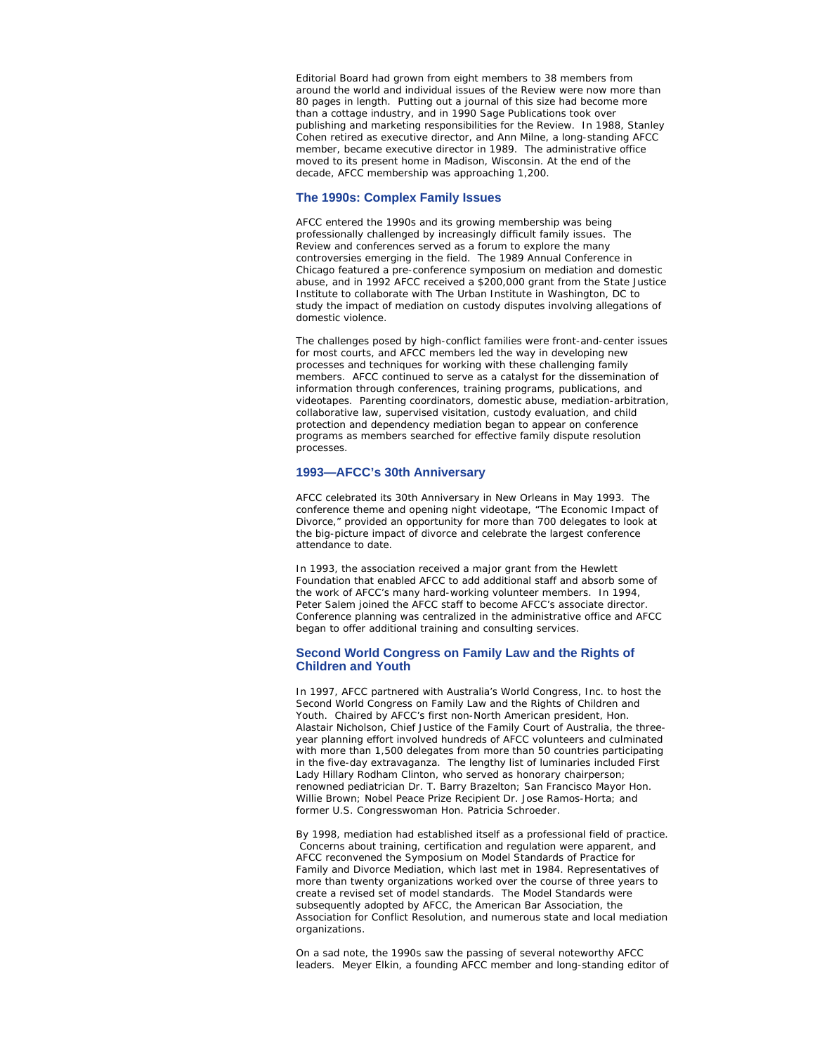Editorial Board had grown from eight members to 38 members from around the world and individual issues of the Review were now more than 80 pages in length. Putting out a journal of this size had become more than a cottage industry, and in 1990 Sage Publications took over publishing and marketing responsibilities for the Review. In 1988, Stanley Cohen retired as executive director, and Ann Milne, a long-standing AFCC member, became executive director in 1989. The administrative office moved to its present home in Madison, Wisconsin. At the end of the decade, AFCC membership was approaching 1,200.

### The 1990s: Complex Family Issues

AFCC entered the 1990s and its growing membership was being professionally challenged by increasingly difficult family issues. The Review and conferences served as a forum to explore the many controversies emerging in the field. The 1989 Annual Conference in Chicago featured a pre-conference symposium on mediation and domestic abuse, and in 1992 AFCC received a $200,000 grant from the State Justice Institute to collaborate with The Urban Institute in Washington, DC to study the impact of mediation on custody disputes involving allegations of domestic violence.

The challenges posed by high-conflict families were front-and-center issues for most courts, and AFCC members led the way in developing new processes and techniques for working with these challenging family members. AFCC continued to serve as a catalyst for the dissemination of information through conferences, training programs, publications, and videotapes. Parenting coordinators, domestic abuse, mediation-arbitration, collaborative law, supervised visitation, custody evaluation, and child protection and dependency mediation began to appear on conference programs as members searched for effective family dispute resolution processes.

### 1993—AFCC's 30th Anniversary

AFCC celebrated its 30th Anniversary in New Orleans in May 1993. The conference theme and opening night videotape, "The Economic Impact of Divorce," provided an opportunity for more than 700 delegates to look at the big-picture impact of divorce and celebrate the largest conference attendance to date.

In 1993, the association received a major grant from the Hewlett Foundation that enabled AFCC to add additional staff and absorb some of the work of AFCC's many hard-working volunteer members. In 1994, Peter Salem joined the AFCC staff to become AFCC's associate director. Conference planning was centralized in the administrative office and AFCC began to offer additional training and consulting services.

### Second World Congress on Family Law and the Rights of Children and Youth

In 1997, AFCC partnered with Australia's World Congress, Inc. to host the Second World Congress on Family Law and the Rights of Children and Youth. Chaired by AFCC's first non-North American president, Hon. Alastair Nicholson, Chief Justice of the Family Court of Australia, the three-year planning effort involved hundreds of AFCC volunteers and culminated with more than 1,500 delegates from more than 50 countries participating in the five-day extravaganza. The lengthy list of luminaries included First Lady Hillary Rodham Clinton, who served as honorary chairperson; renowned pediatrician Dr. T. Barry Brazelton; San Francisco Mayor Hon. Willie Brown; Nobel Peace Prize Recipient Dr. Jose Ramos-Horta; and former U.S. Congresswoman Hon. Patricia Schroeder.

By 1998, mediation had established itself as a professional field of practice. Concerns about training, certification and regulation were apparent, and AFCC reconvened the Symposium on Model Standards of Practice for Family and Divorce Mediation, which last met in 1984. Representatives of more than twenty organizations worked over the course of three years to create a revised set of model standards. The Model Standards were subsequently adopted by AFCC, the American Bar Association, the Association for Conflict Resolution, and numerous state and local mediation organizations.

On a sad note, the 1990s saw the passing of several noteworthy AFCC leaders. Meyer Elkin, a founding AFCC member and long-standing editor of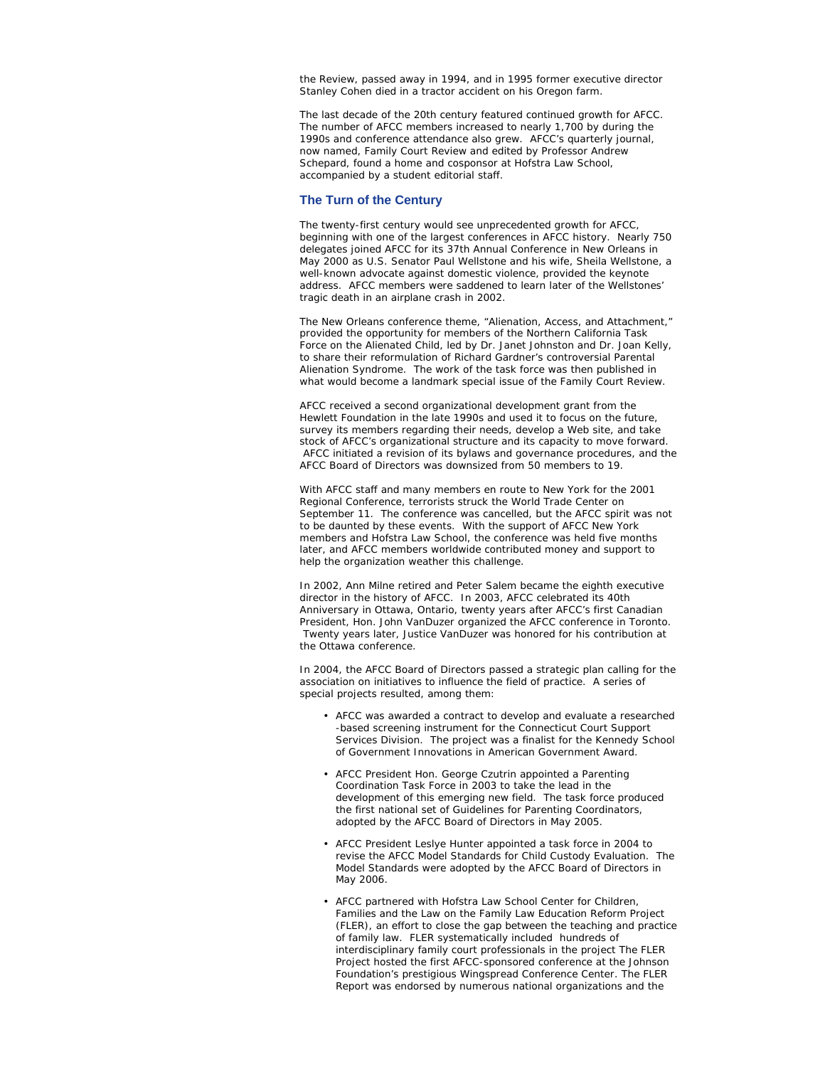the Review, passed away in 1994, and in 1995 former executive director Stanley Cohen died in a tractor accident on his Oregon farm.

The last decade of the 20th century featured continued growth for AFCC. The number of AFCC members increased to nearly 1,700 by during the 1990s and conference attendance also grew. AFCC's quarterly journal, now named, Family Court Review and edited by Professor Andrew Schepard, found a home and cosponsor at Hofstra Law School, accompanied by a student editorial staff.

## The Turn of the Century

The twenty-first century would see unprecedented growth for AFCC, beginning with one of the largest conferences in AFCC history. Nearly 750 delegates joined AFCC for its 37th Annual Conference in New Orleans in May 2000 as U.S. Senator Paul Wellstone and his wife, Sheila Wellstone, a well-known advocate against domestic violence, provided the keynote address. AFCC members were saddened to learn later of the Wellstones' tragic death in an airplane crash in 2002.

The New Orleans conference theme, "Alienation, Access, and Attachment," provided the opportunity for members of the Northern California Task Force on the Alienated Child, led by Dr. Janet Johnston and Dr. Joan Kelly, to share their reformulation of Richard Gardner's controversial Parental Alienation Syndrome. The work of the task force was then published in what would become a landmark special issue of the Family Court Review.

AFCC received a second organizational development grant from the Hewlett Foundation in the late 1990s and used it to focus on the future, survey its members regarding their needs, develop a Web site, and take stock of AFCC's organizational structure and its capacity to move forward. AFCC initiated a revision of its bylaws and governance procedures, and the AFCC Board of Directors was downsized from 50 members to 19.

With AFCC staff and many members en route to New York for the 2001 Regional Conference, terrorists struck the World Trade Center on September 11. The conference was cancelled, but the AFCC spirit was not to be daunted by these events. With the support of AFCC New York members and Hofstra Law School, the conference was held five months later, and AFCC members worldwide contributed money and support to help the organization weather this challenge.

In 2002, Ann Milne retired and Peter Salem became the eighth executive director in the history of AFCC. In 2003, AFCC celebrated its 40th Anniversary in Ottawa, Ontario, twenty years after AFCC's first Canadian President, Hon. John VanDuzer organized the AFCC conference in Toronto. Twenty years later, Justice VanDuzer was honored for his contribution at the Ottawa conference.

In 2004, the AFCC Board of Directors passed a strategic plan calling for the association on initiatives to influence the field of practice. A series of special projects resulted, among them:

- AFCC was awarded a contract to develop and evaluate a researched -based screening instrument for the Connecticut Court Support Services Division. The project was a finalist for the Kennedy School of Government Innovations in American Government Award.
- AFCC President Hon. George Czutrin appointed a Parenting Coordination Task Force in 2003 to take the lead in the development of this emerging new field. The task force produced the first national set of Guidelines for Parenting Coordinators, adopted by the AFCC Board of Directors in May 2005.
- AFCC President Leslye Hunter appointed a task force in 2004 to revise the AFCC Model Standards for Child Custody Evaluation. The Model Standards were adopted by the AFCC Board of Directors in May 2006.
- AFCC partnered with Hofstra Law School Center for Children, Families and the Law on the Family Law Education Reform Project (FLER), an effort to close the gap between the teaching and practice of family law. FLER systematically included hundreds of interdisciplinary family court professionals in the project The FLER Project hosted the first AFCC-sponsored conference at the Johnson Foundation's prestigious Wingspread Conference Center. The FLER Report was endorsed by numerous national organizations and the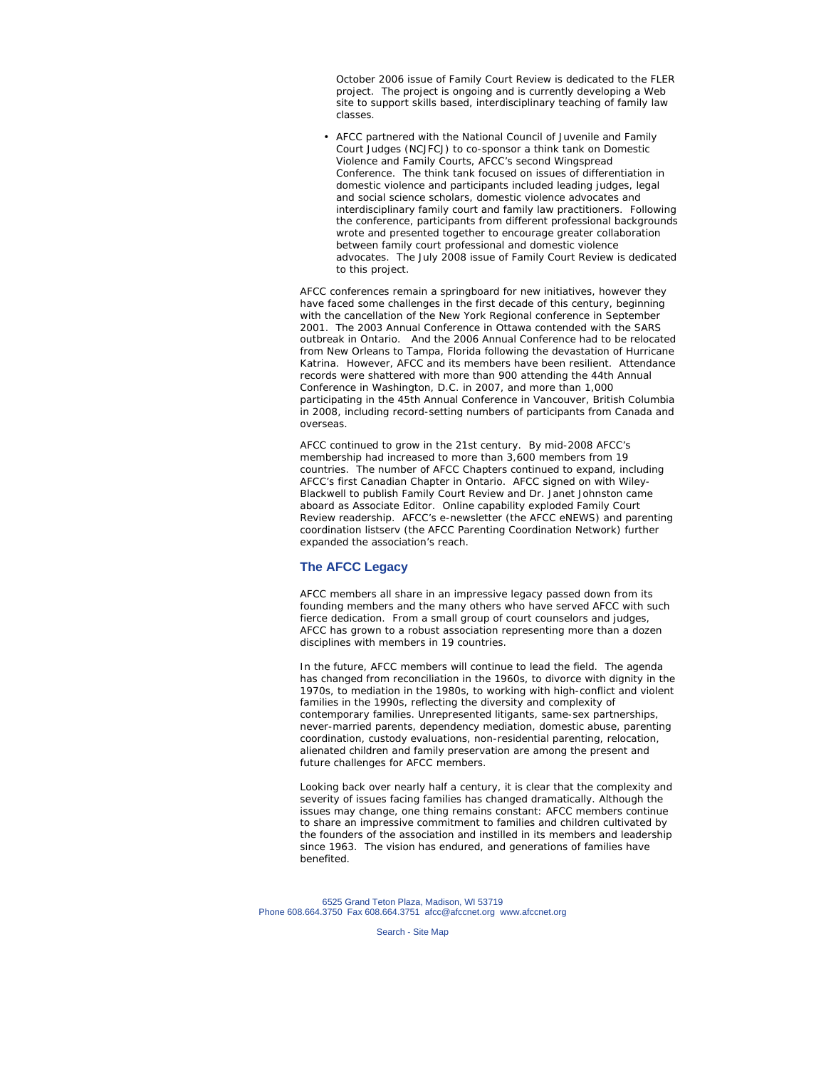October 2006 issue of Family Court Review is dedicated to the FLER project. The project is ongoing and is currently developing a Web site to support skills based, interdisciplinary teaching of family law classes.

- AFCC partnered with the National Council of Juvenile and Family Court Judges (NCJFCJ) to co-sponsor a think tank on Domestic Violence and Family Courts, AFCC's second Wingspread Conference. The think tank focused on issues of differentiation in domestic violence and participants included leading judges, legal and social science scholars, domestic violence advocates and interdisciplinary family court and family law practitioners. Following the conference, participants from different professional backgrounds wrote and presented together to encourage greater collaboration between family court professional and domestic violence advocates. The July 2008 issue of Family Court Review is dedicated to this project.

AFCC conferences remain a springboard for new initiatives, however they have faced some challenges in the first decade of this century, beginning with the cancellation of the New York Regional conference in September 2001. The 2003 Annual Conference in Ottawa contended with the SARS outbreak in Ontario. And the 2006 Annual Conference had to be relocated from New Orleans to Tampa, Florida following the devastation of Hurricane Katrina. However, AFCC and its members have been resilient. Attendance records were shattered with more than 900 attending the 44th Annual Conference in Washington, D.C. in 2007, and more than 1,000 participating in the 45th Annual Conference in Vancouver, British Columbia in 2008, including record-setting numbers of participants from Canada and overseas.

AFCC continued to grow in the 21st century. By mid-2008 AFCC's membership had increased to more than 3,600 members from 19 countries. The number of AFCC Chapters continued to expand, including AFCC's first Canadian Chapter in Ontario. AFCC signed on with Wiley-Blackwell to publish Family Court Review and Dr. Janet Johnston came aboard as Associate Editor. Online capability exploded Family Court Review readership. AFCC's e-newsletter (the AFCC eNEWS) and parenting coordination listserv (the AFCC Parenting Coordination Network) further expanded the association's reach.

## The AFCC Legacy

AFCC members all share in an impressive legacy passed down from its founding members and the many others who have served AFCC with such fierce dedication. From a small group of court counselors and judges, AFCC has grown to a robust association representing more than a dozen disciplines with members in 19 countries.

In the future, AFCC members will continue to lead the field. The agenda has changed from reconciliation in the 1960s, to divorce with dignity in the 1970s, to mediation in the 1980s, to working with high-conflict and violent families in the 1990s, reflecting the diversity and complexity of contemporary families. Unrepresented litigants, same-sex partnerships, never-married parents, dependency mediation, domestic abuse, parenting coordination, custody evaluations, non-residential parenting, relocation, alienated children and family preservation are among the present and future challenges for AFCC members.

Looking back over nearly half a century, it is clear that the complexity and severity of issues facing families has changed dramatically. Although the issues may change, one thing remains constant: AFCC members continue to share an impressive commitment to families and children cultivated by the founders of the association and instilled in its members and leadership since 1963. The vision has endured, and generations of families have benefited.

6525 Grand Teton Plaza, Madison, WI 53719
Phone 608.664.3750 Fax 608.664.3751 afcc@afccnet.org www.afccnet.org

Search - Site Map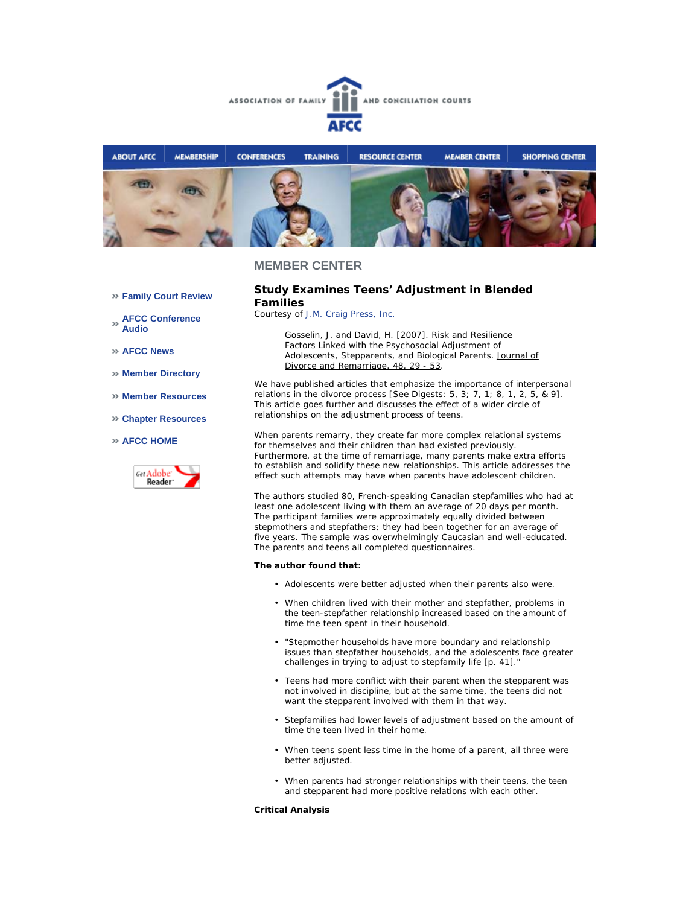ASSOCIATION OF FAMILY AND CONCILIATION COURTS

AFCC

ABOUT AFCC | MEMBERSHIP | CONFERENCES | TRAINING | RESOURCE CENTER | MEMBER CENTER | SHOPPING CENTER

## MEMBER CENTER

- » Family Court Review
- » AFCC Conference Audio
- » AFCC News
- » Member Directory
- » Member Resources
- » Chapter Resources
- » AFCC HOME

Get Adobe Reader

### Study Examines Teens' Adjustment in Blended Families

Courtesy of J.M. Craig Press, Inc.

> Gosselin, J. and David, H. [2007]. Risk and Resilience Factors Linked with the Psychosocial Adjustment of Adolescents, Stepparents, and Biological Parents. Journal of Divorce and Remarriage, 48, 29 - 53.

We have published articles that emphasize the importance of interpersonal relations in the divorce process [See Digests: 5, 3; 7, 1; 8, 1, 2, 5, & 9]. This article goes further and discusses the effect of a wider circle of relationships on the adjustment process of teens.

When parents remarry, they create far more complex relational systems for themselves and their children than had existed previously. Furthermore, at the time of remarriage, many parents make extra efforts to establish and solidify these new relationships. This article addresses the effect such attempts may have when parents have adolescent children.

The authors studied 80, French-speaking Canadian stepfamilies who had at least one adolescent living with them an average of 20 days per month. The participant families were approximately equally divided between stepmothers and stepfathers; they had been together for an average of five years. The sample was overwhelmingly Caucasian and well-educated. The parents and teens all completed questionnaires.

**The author found that:**

- Adolescents were better adjusted when their parents also were.
- When children lived with their mother and stepfather, problems in the teen-stepfather relationship increased based on the amount of time the teen spent in their household.
- "Stepmother households have more boundary and relationship issues than stepfather households, and the adolescents face greater challenges in trying to adjust to stepfamily life [p. 41]."
- Teens had more conflict with their parent when the stepparent was not involved in discipline, but at the same time, the teens did not want the stepparent involved with them in that way.
- Stepfamilies had lower levels of adjustment based on the amount of time the teen lived in their home.
- When teens spent less time in the home of a parent, all three were better adjusted.
- When parents had stronger relationships with their teens, the teen and stepparent had more positive relations with each other.

**Critical Analysis**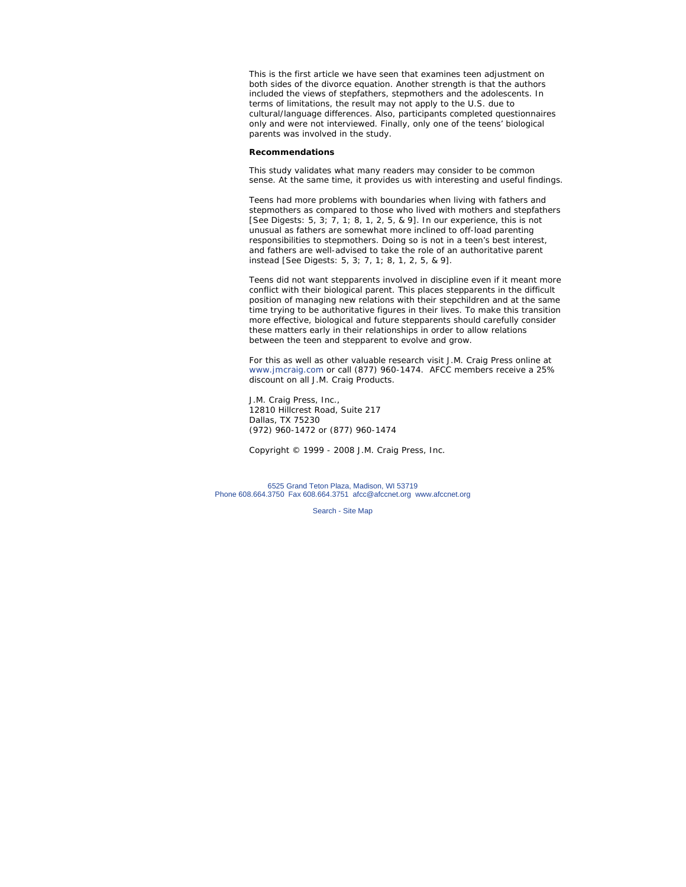This is the first article we have seen that examines teen adjustment on both sides of the divorce equation. Another strength is that the authors included the views of stepfathers, stepmothers and the adolescents. In terms of limitations, the result may not apply to the U.S. due to cultural/language differences. Also, participants completed questionnaires only and were not interviewed. Finally, only one of the teens' biological parents was involved in the study.

**Recommendations**

This study validates what many readers may consider to be common sense. At the same time, it provides us with interesting and useful findings.

Teens had more problems with boundaries when living with fathers and stepmothers as compared to those who lived with mothers and stepfathers [See Digests: 5, 3; 7, 1; 8, 1, 2, 5, & 9]. In our experience, this is not unusual as fathers are somewhat more inclined to off-load parenting responsibilities to stepmothers. Doing so is not in a teen's best interest, and fathers are well-advised to take the role of an authoritative parent instead [See Digests: 5, 3; 7, 1; 8, 1, 2, 5, & 9].

Teens did not want stepparents involved in discipline even if it meant more conflict with their biological parent. This places stepparents in the difficult position of managing new relations with their stepchildren and at the same time trying to be authoritative figures in their lives. To make this transition more effective, biological and future stepparents should carefully consider these matters early in their relationships in order to allow relations between the teen and stepparent to evolve and grow.

For this as well as other valuable research visit J.M. Craig Press online at www.jmcraig.com or call (877) 960-1474. AFCC members receive a 25% discount on all J.M. Craig Products.

J.M. Craig Press, Inc.,
12810 Hillcrest Road, Suite 217
Dallas, TX 75230
(972) 960-1472 or (877) 960-1474

Copyright © 1999 - 2008 J.M. Craig Press, Inc.

6525 Grand Teton Plaza, Madison, WI 53719
Phone 608.664.3750 Fax 608.664.3751 afcc@afccnet.org www.afccnet.org

Search - Site Map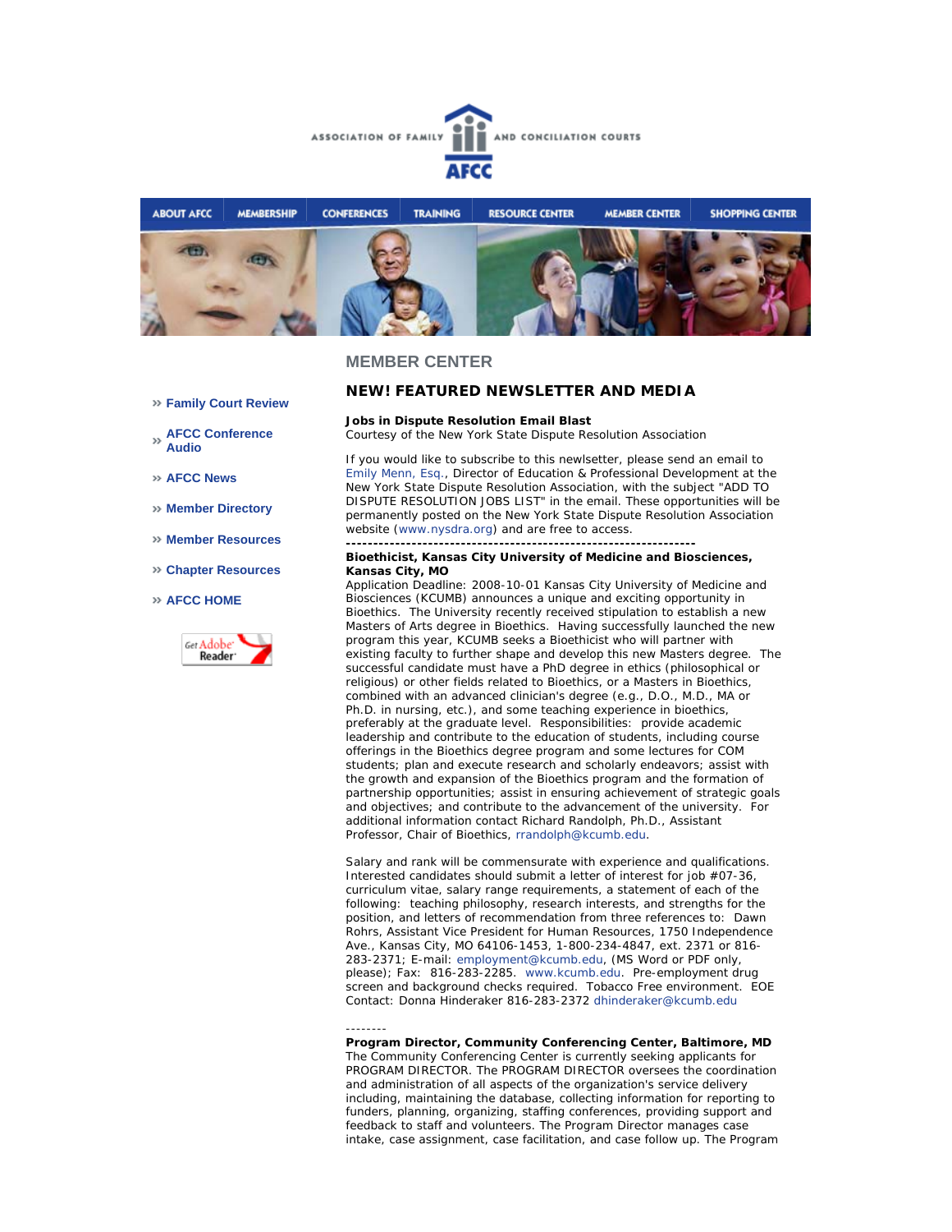ASSOCIATION OF FAMILY AND CONCILIATION COURTS

AFCC

ABOUT AFCC | MEMBERSHIP | CONFERENCES | TRAINING | RESOURCE CENTER | MEMBER CENTER | SHOPPING CENTER

» Family Court Review

» AFCC Conference Audio

» AFCC News

» Member Directory

» Member Resources

» Chapter Resources

» AFCC HOME

## MEMBER CENTER

### NEW! FEATURED NEWSLETTER AND MEDIA

**Jobs in Dispute Resolution Email Blast**
Courtesy of the New York State Dispute Resolution Association

If you would like to subscribe to this newlsetter, please send an email to Emily Menn, Esq., Director of Education & Professional Development at the New York State Dispute Resolution Association, with the subject "ADD TO DISPUTE RESOLUTION JOBS LIST" in the email. These opportunities will be permanently posted on the New York State Dispute Resolution Association website (www.nysdra.org) and are free to access.

---------------------------------------------------------------

**Bioethicist, Kansas City University of Medicine and Biosciences, Kansas City, MO**
Application Deadline: 2008-10-01 Kansas City University of Medicine and Biosciences (KCUMB) announces a unique and exciting opportunity in Bioethics. The University recently received stipulation to establish a new Masters of Arts degree in Bioethics. Having successfully launched the new program this year, KCUMB seeks a Bioethicist who will partner with existing faculty to further shape and develop this new Masters degree. The successful candidate must have a PhD degree in ethics (philosophical or religious) or other fields related to Bioethics, or a Masters in Bioethics, combined with an advanced clinician's degree (e.g., D.O., M.D., MA or Ph.D. in nursing, etc.), and some teaching experience in bioethics, preferably at the graduate level. Responsibilities: provide academic leadership and contribute to the education of students, including course offerings in the Bioethics degree program and some lectures for COM students; plan and execute research and scholarly endeavors; assist with the growth and expansion of the Bioethics program and the formation of partnership opportunities; assist in ensuring achievement of strategic goals and objectives; and contribute to the advancement of the university. For additional information contact Richard Randolph, Ph.D., Assistant Professor, Chair of Bioethics, rrandolph@kcumb.edu.

Salary and rank will be commensurate with experience and qualifications. Interested candidates should submit a letter of interest for job #07-36, curriculum vitae, salary range requirements, a statement of each of the following: teaching philosophy, research interests, and strengths for the position, and letters of recommendation from three references to: Dawn Rohrs, Assistant Vice President for Human Resources, 1750 Independence Ave., Kansas City, MO 64106-1453, 1-800-234-4847, ext. 2371 or 816-283-2371; E-mail: employment@kcumb.edu, (MS Word or PDF only, please); Fax: 816-283-2285. www.kcumb.edu. Pre-employment drug screen and background checks required. Tobacco Free environment. EOE Contact: Donna Hinderaker 816-283-2372 dhinderaker@kcumb.edu

--------

**Program Director, Community Conferencing Center, Baltimore, MD**
The Community Conferencing Center is currently seeking applicants for PROGRAM DIRECTOR. The PROGRAM DIRECTOR oversees the coordination and administration of all aspects of the organization's service delivery including, maintaining the database, collecting information for reporting to funders, planning, organizing, staffing conferences, providing support and feedback to staff and volunteers. The Program Director manages case intake, case assignment, case facilitation, and case follow up. The Program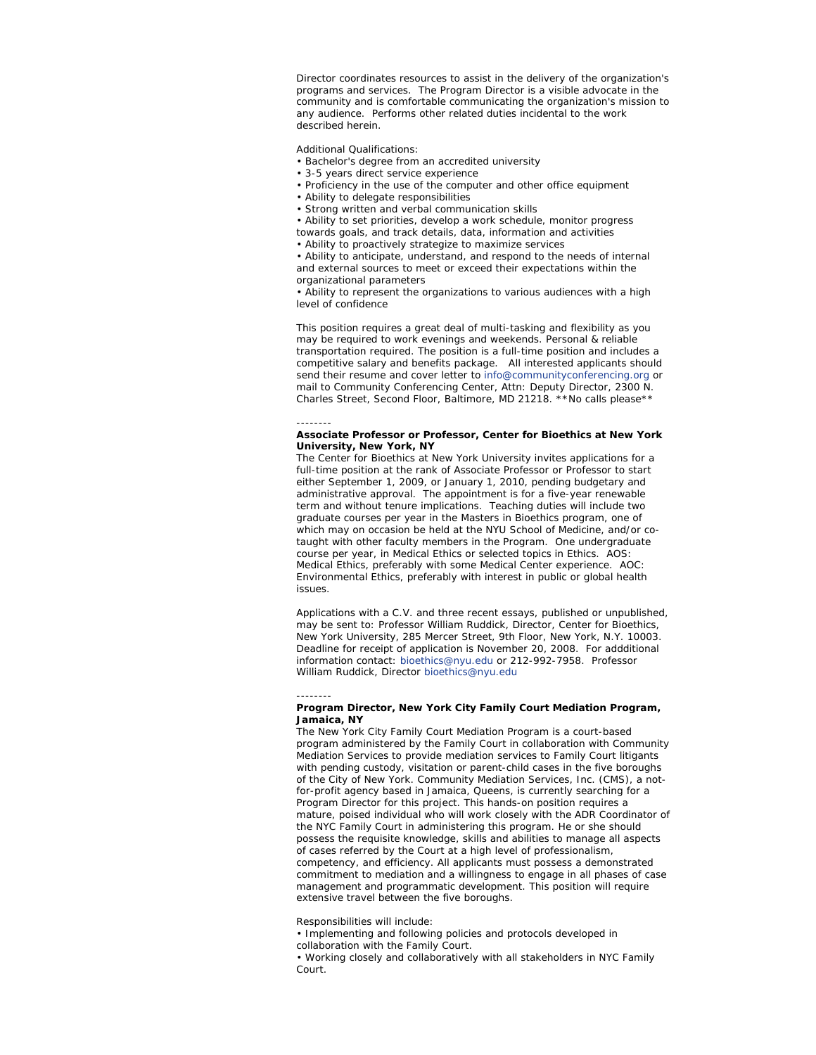Director coordinates resources to assist in the delivery of the organization's programs and services. The Program Director is a visible advocate in the community and is comfortable communicating the organization's mission to any audience. Performs other related duties incidental to the work described herein.

Additional Qualifications:

- Bachelor's degree from an accredited university
- 3-5 years direct service experience
- Proficiency in the use of the computer and other office equipment
- Ability to delegate responsibilities
- Strong written and verbal communication skills
- Ability to set priorities, develop a work schedule, monitor progress towards goals, and track details, data, information and activities
- Ability to proactively strategize to maximize services
- Ability to anticipate, understand, and respond to the needs of internal and external sources to meet or exceed their expectations within the organizational parameters
- Ability to represent the organizations to various audiences with a high level of confidence

This position requires a great deal of multi-tasking and flexibility as you may be required to work evenings and weekends. Personal & reliable transportation required. The position is a full-time position and includes a competitive salary and benefits package. All interested applicants should send their resume and cover letter to info@communityconferencing.org or mail to Community Conferencing Center, Attn: Deputy Director, 2300 N. Charles Street, Second Floor, Baltimore, MD 21218. **No calls please**

--------

**Associate Professor or Professor, Center for Bioethics at New York University, New York, NY**

The Center for Bioethics at New York University invites applications for a full-time position at the rank of Associate Professor or Professor to start either September 1, 2009, or January 1, 2010, pending budgetary and administrative approval. The appointment is for a five-year renewable term and without tenure implications. Teaching duties will include two graduate courses per year in the Masters in Bioethics program, one of which may on occasion be held at the NYU School of Medicine, and/or co-taught with other faculty members in the Program. One undergraduate course per year, in Medical Ethics or selected topics in Ethics. AOS: Medical Ethics, preferably with some Medical Center experience. AOC: Environmental Ethics, preferably with interest in public or global health issues.

Applications with a C.V. and three recent essays, published or unpublished, may be sent to: Professor William Ruddick, Director, Center for Bioethics, New York University, 285 Mercer Street, 9th Floor, New York, N.Y. 10003. Deadline for receipt of application is November 20, 2008. For addditional information contact: bioethics@nyu.edu or 212-992-7958. Professor William Ruddick, Director bioethics@nyu.edu

--------

**Program Director, New York City Family Court Mediation Program, Jamaica, NY**

The New York City Family Court Mediation Program is a court-based program administered by the Family Court in collaboration with Community Mediation Services to provide mediation services to Family Court litigants with pending custody, visitation or parent-child cases in the five boroughs of the City of New York. Community Mediation Services, Inc. (CMS), a not-for-profit agency based in Jamaica, Queens, is currently searching for a Program Director for this project. This hands-on position requires a mature, poised individual who will work closely with the ADR Coordinator of the NYC Family Court in administering this program. He or she should possess the requisite knowledge, skills and abilities to manage all aspects of cases referred by the Court at a high level of professionalism, competency, and efficiency. All applicants must possess a demonstrated commitment to mediation and a willingness to engage in all phases of case management and programmatic development. This position will require extensive travel between the five boroughs.

Responsibilities will include:

- Implementing and following policies and protocols developed in collaboration with the Family Court.
- Working closely and collaboratively with all stakeholders in NYC Family Court.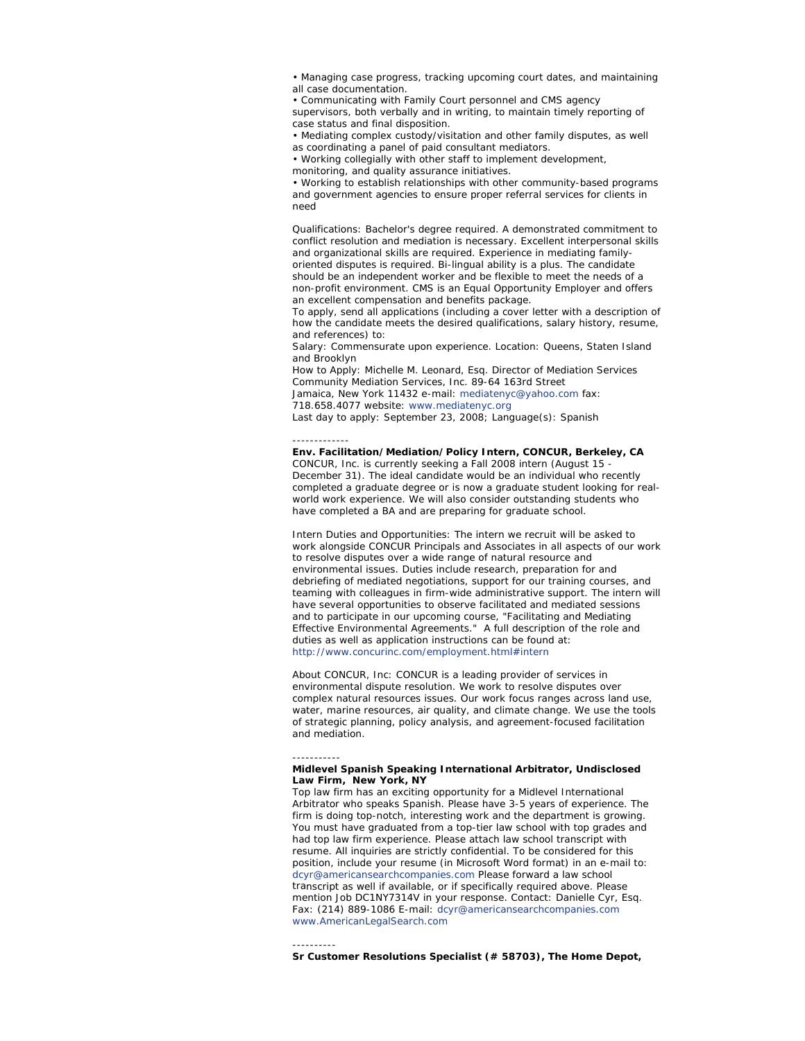• Managing case progress, tracking upcoming court dates, and maintaining all case documentation.
• Communicating with Family Court personnel and CMS agency supervisors, both verbally and in writing, to maintain timely reporting of case status and final disposition.
• Mediating complex custody/visitation and other family disputes, as well as coordinating a panel of paid consultant mediators.
• Working collegially with other staff to implement development, monitoring, and quality assurance initiatives.
• Working to establish relationships with other community-based programs and government agencies to ensure proper referral services for clients in need

Qualifications: Bachelor's degree required. A demonstrated commitment to conflict resolution and mediation is necessary. Excellent interpersonal skills and organizational skills are required. Experience in mediating family-oriented disputes is required. Bi-lingual ability is a plus. The candidate should be an independent worker and be flexible to meet the needs of a non-profit environment. CMS is an Equal Opportunity Employer and offers an excellent compensation and benefits package.
To apply, send all applications (including a cover letter with a description of how the candidate meets the desired qualifications, salary history, resume, and references) to:
Salary: Commensurate upon experience. Location: Queens, Staten Island and Brooklyn
How to Apply: Michelle M. Leonard, Esq. Director of Mediation Services Community Mediation Services, Inc. 89-64 163rd Street
Jamaica, New York 11432 e-mail: mediatenyc@yahoo.com fax: 718.658.4077 website: www.mediatenyc.org
Last day to apply: September 23, 2008; Language(s): Spanish

-------------

**Env. Facilitation/Mediation/Policy Intern, CONCUR, Berkeley, CA**
CONCUR, Inc. is currently seeking a Fall 2008 intern (August 15 - December 31). The ideal candidate would be an individual who recently completed a graduate degree or is now a graduate student looking for real-world work experience. We will also consider outstanding students who have completed a BA and are preparing for graduate school.

Intern Duties and Opportunities: The intern we recruit will be asked to work alongside CONCUR Principals and Associates in all aspects of our work to resolve disputes over a wide range of natural resource and environmental issues. Duties include research, preparation for and debriefing of mediated negotiations, support for our training courses, and teaming with colleagues in firm-wide administrative support. The intern will have several opportunities to observe facilitated and mediated sessions and to participate in our upcoming course, "Facilitating and Mediating Effective Environmental Agreements." A full description of the role and duties as well as application instructions can be found at: http://www.concurinc.com/employment.html#intern

About CONCUR, Inc: CONCUR is a leading provider of services in environmental dispute resolution. We work to resolve disputes over complex natural resources issues. Our work focus ranges across land use, water, marine resources, air quality, and climate change. We use the tools of strategic planning, policy analysis, and agreement-focused facilitation and mediation.

-----------

**Midlevel Spanish Speaking International Arbitrator, Undisclosed Law Firm, New York, NY**
Top law firm has an exciting opportunity for a Midlevel International Arbitrator who speaks Spanish. Please have 3-5 years of experience. The firm is doing top-notch, interesting work and the department is growing. You must have graduated from a top-tier law school with top grades and had top law firm experience. Please attach law school transcript with resume. All inquiries are strictly confidential. To be considered for this position, include your resume (in Microsoft Word format) in an e-mail to: dcyr@americansearchcompanies.com Please forward a law school transcript as well if available, or if specifically required above. Please mention Job DC1NY7314V in your response. Contact: Danielle Cyr, Esq. Fax: (214) 889-1086 E-mail: dcyr@americansearchcompanies.com www.AmericanLegalSearch.com

----------

**Sr Customer Resolutions Specialist (# 58703), The Home Depot,**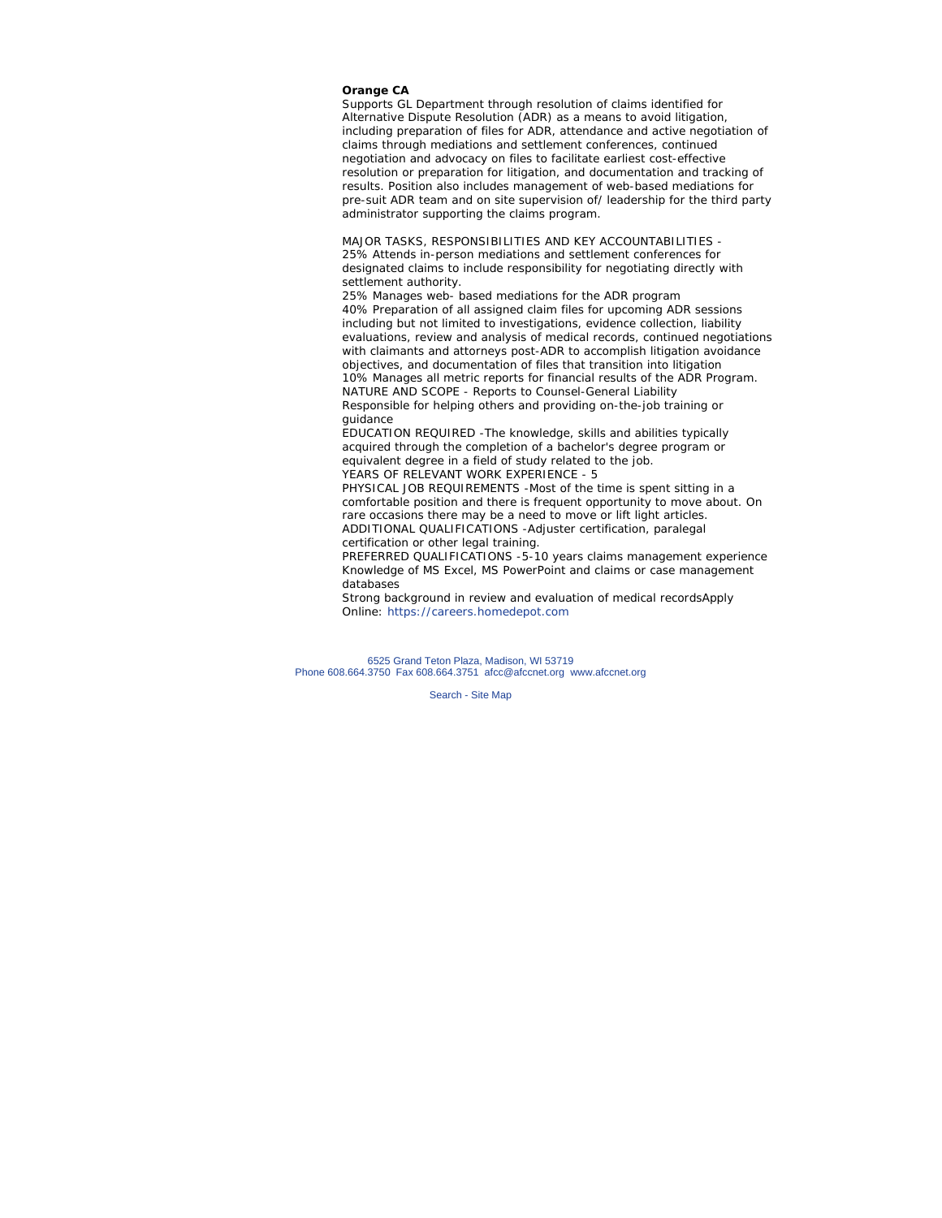**Orange CA**

Supports GL Department through resolution of claims identified for Alternative Dispute Resolution (ADR) as a means to avoid litigation, including preparation of files for ADR, attendance and active negotiation of claims through mediations and settlement conferences, continued negotiation and advocacy on files to facilitate earliest cost-effective resolution or preparation for litigation, and documentation and tracking of results. Position also includes management of web-based mediations for pre-suit ADR team and on site supervision of/ leadership for the third party administrator supporting the claims program.

MAJOR TASKS, RESPONSIBILITIES AND KEY ACCOUNTABILITIES -
25% Attends in-person mediations and settlement conferences for designated claims to include responsibility for negotiating directly with settlement authority.
25% Manages web- based mediations for the ADR program
40% Preparation of all assigned claim files for upcoming ADR sessions including but not limited to investigations, evidence collection, liability evaluations, review and analysis of medical records, continued negotiations with claimants and attorneys post-ADR to accomplish litigation avoidance objectives, and documentation of files that transition into litigation
10% Manages all metric reports for financial results of the ADR Program.
NATURE AND SCOPE - Reports to Counsel-General Liability
Responsible for helping others and providing on-the-job training or guidance
EDUCATION REQUIRED -The knowledge, skills and abilities typically acquired through the completion of a bachelor's degree program or equivalent degree in a field of study related to the job.
YEARS OF RELEVANT WORK EXPERIENCE - 5
PHYSICAL JOB REQUIREMENTS -Most of the time is spent sitting in a comfortable position and there is frequent opportunity to move about. On rare occasions there may be a need to move or lift light articles.
ADDITIONAL QUALIFICATIONS -Adjuster certification, paralegal certification or other legal training.
PREFERRED QUALIFICATIONS -5-10 years claims management experience
Knowledge of MS Excel, MS PowerPoint and claims or case management databases
Strong background in review and evaluation of medical recordsApply Online: https://careers.homedepot.com

6525 Grand Teton Plaza, Madison, WI 53719
Phone 608.664.3750 Fax 608.664.3751 afcc@afccnet.org www.afccnet.org

Search - Site Map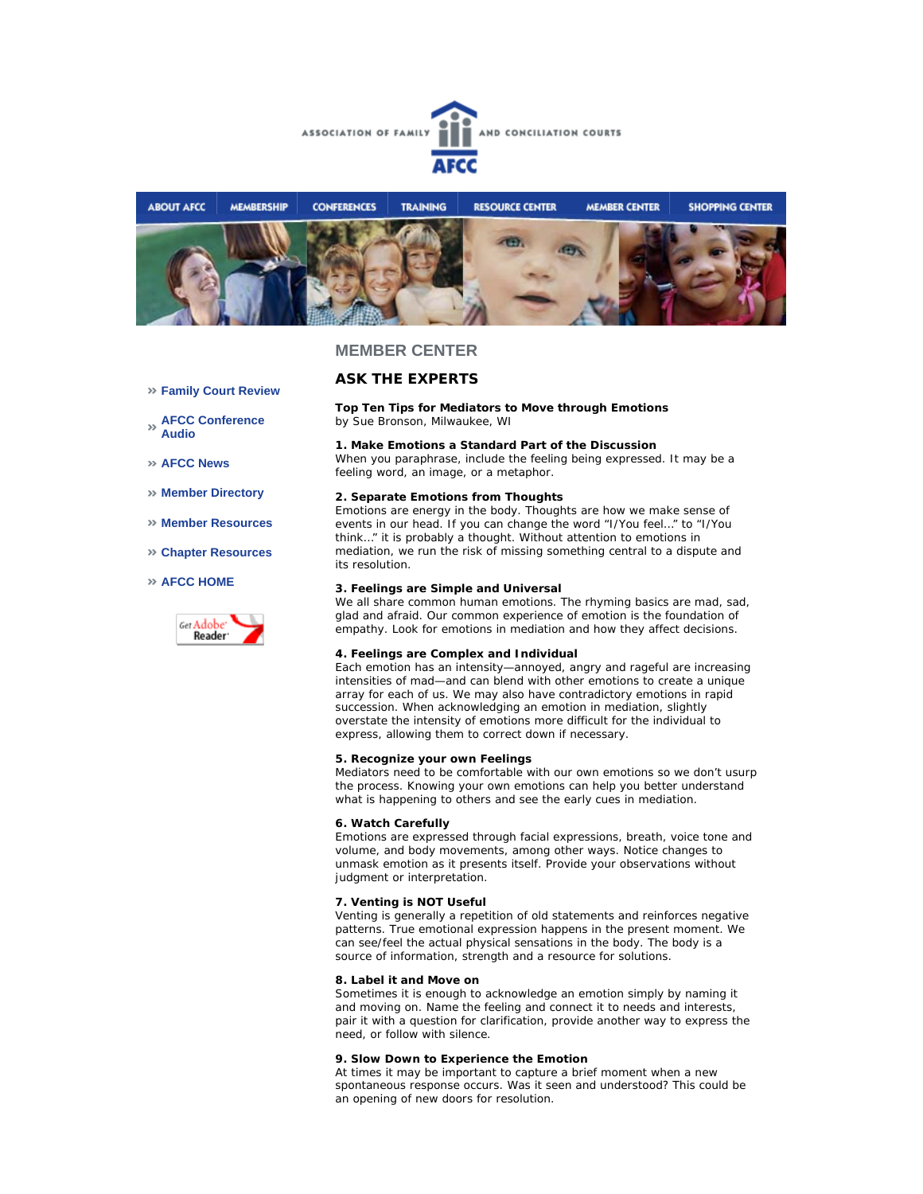ASSOCIATION OF FAMILY AND CONCILIATION COURTS

AFCC

ABOUT AFCC | MEMBERSHIP | CONFERENCES | TRAINING | RESOURCE CENTER | MEMBER CENTER | SHOPPING CENTER

- » Family Court Review
- » AFCC Conference Audio
- » AFCC News
- » Member Directory
- » Member Resources
- » Chapter Resources
- » AFCC HOME

Get Adobe Reader

## MEMBER CENTER

## ASK THE EXPERTS

**Top Ten Tips for Mediators to Move through Emotions**
by Sue Bronson, Milwaukee, WI

**1. Make Emotions a Standard Part of the Discussion**
When you paraphrase, include the feeling being expressed. It may be a feeling word, an image, or a metaphor.

**2. Separate Emotions from Thoughts**
Emotions are energy in the body. Thoughts are how we make sense of events in our head. If you can change the word "I/You feel…" to "I/You think…" it is probably a thought. Without attention to emotions in mediation, we run the risk of missing something central to a dispute and its resolution.

**3. Feelings are Simple and Universal**
We all share common human emotions. The rhyming basics are mad, sad, glad and afraid. Our common experience of emotion is the foundation of empathy. Look for emotions in mediation and how they affect decisions.

**4. Feelings are Complex and Individual**
Each emotion has an intensity—annoyed, angry and rageful are increasing intensities of mad—and can blend with other emotions to create a unique array for each of us. We may also have contradictory emotions in rapid succession. When acknowledging an emotion in mediation, slightly overstate the intensity of emotions more difficult for the individual to express, allowing them to correct down if necessary.

**5. Recognize your own Feelings**
Mediators need to be comfortable with our own emotions so we don't usurp the process. Knowing your own emotions can help you better understand what is happening to others and see the early cues in mediation.

**6. Watch Carefully**
Emotions are expressed through facial expressions, breath, voice tone and volume, and body movements, among other ways. Notice changes to unmask emotion as it presents itself. Provide your observations without judgment or interpretation.

**7. Venting is NOT Useful**
Venting is generally a repetition of old statements and reinforces negative patterns. True emotional expression happens in the present moment. We can see/feel the actual physical sensations in the body. The body is a source of information, strength and a resource for solutions.

**8. Label it and Move on**
Sometimes it is enough to acknowledge an emotion simply by naming it and moving on. Name the feeling and connect it to needs and interests, pair it with a question for clarification, provide another way to express the need, or follow with silence.

**9. Slow Down to Experience the Emotion**
At times it may be important to capture a brief moment when a new spontaneous response occurs. Was it seen and understood? This could be an opening of new doors for resolution.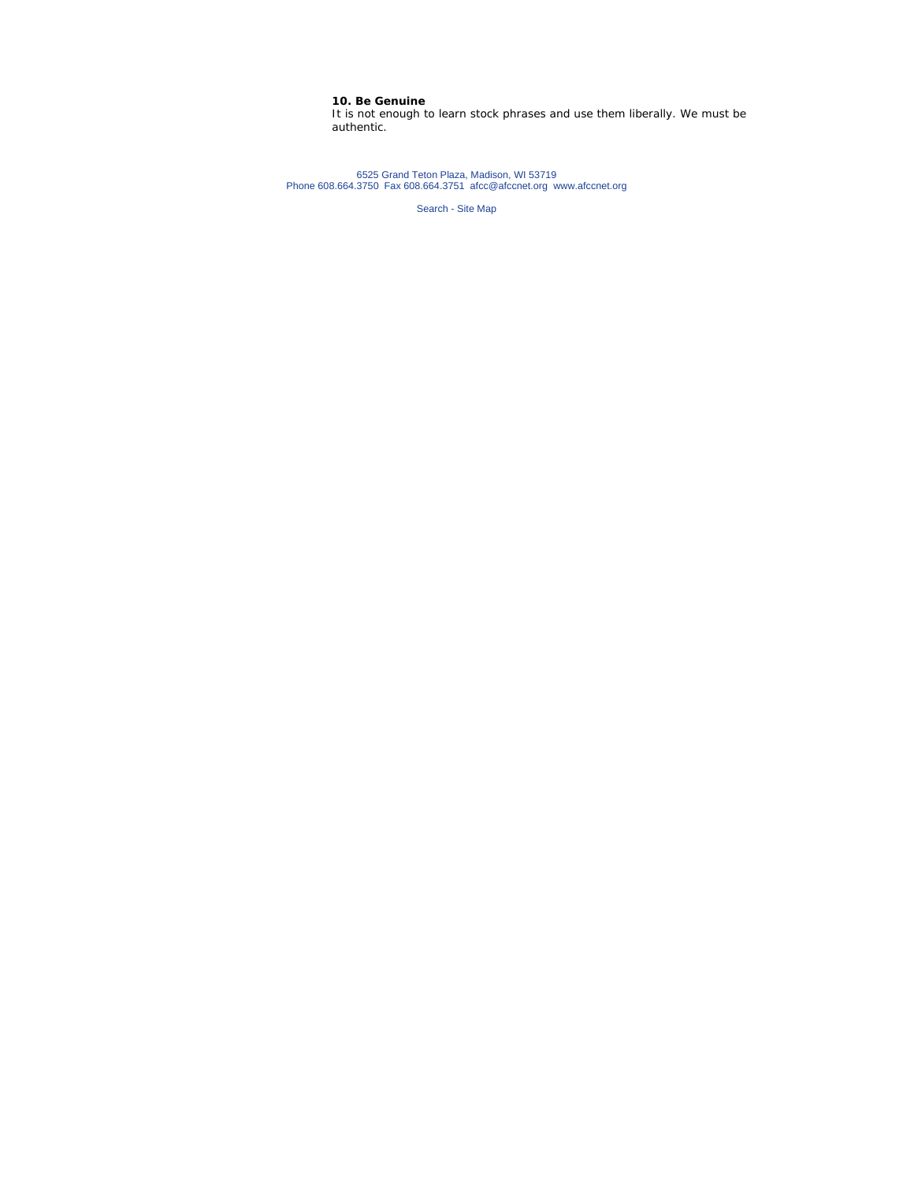**10. Be Genuine**
It is not enough to learn stock phrases and use them liberally. We must be authentic.

6525 Grand Teton Plaza, Madison, WI 53719
Phone 608.664.3750 Fax 608.664.3751 afcc@afccnet.org www.afccnet.org

Search - Site Map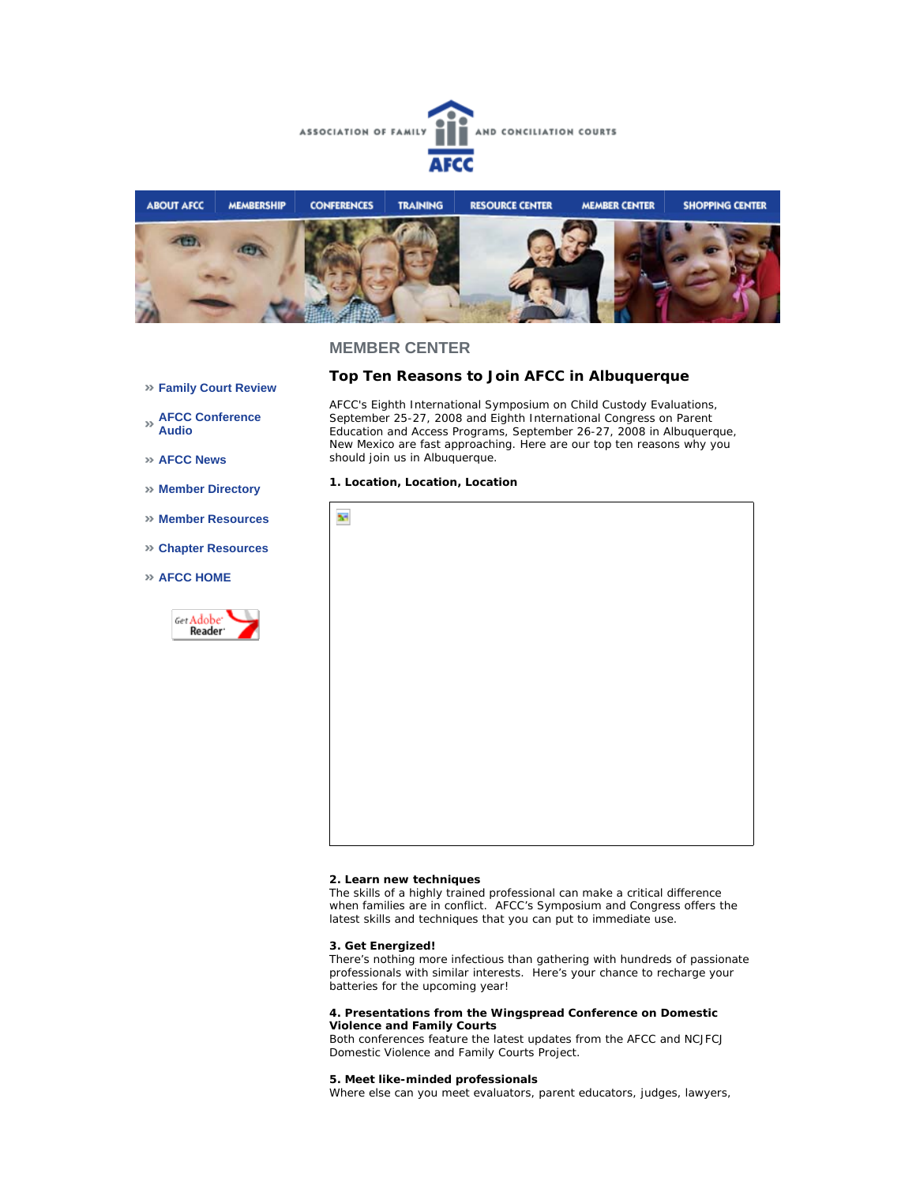ASSOCIATION OF FAMILY AND CONCILIATION COURTS

AFCC

ABOUT AFCC | MEMBERSHIP | CONFERENCES | TRAINING | RESOURCE CENTER | MEMBER CENTER | SHOPPING CENTER

- » Family Court Review
- » AFCC Conference Audio
- » AFCC News
- » Member Directory
- » Member Resources
- » Chapter Resources
- » AFCC HOME

## MEMBER CENTER

### Top Ten Reasons to Join AFCC in Albuquerque

AFCC's Eighth International Symposium on Child Custody Evaluations, September 25-27, 2008 and Eighth International Congress on Parent Education and Access Programs, September 26-27, 2008 in Albuquerque, New Mexico are fast approaching. Here are our top ten reasons why you should join us in Albuquerque.

**1. Location, Location, Location**

**2. Learn new techniques**
The skills of a highly trained professional can make a critical difference when families are in conflict. AFCC's Symposium and Congress offers the latest skills and techniques that you can put to immediate use.

**3. Get Energized!**
There's nothing more infectious than gathering with hundreds of passionate professionals with similar interests. Here's your chance to recharge your batteries for the upcoming year!

**4. Presentations from the Wingspread Conference on Domestic Violence and Family Courts**
Both conferences feature the latest updates from the AFCC and NCJFCJ Domestic Violence and Family Courts Project.

**5. Meet like-minded professionals**
Where else can you meet evaluators, parent educators, judges, lawyers,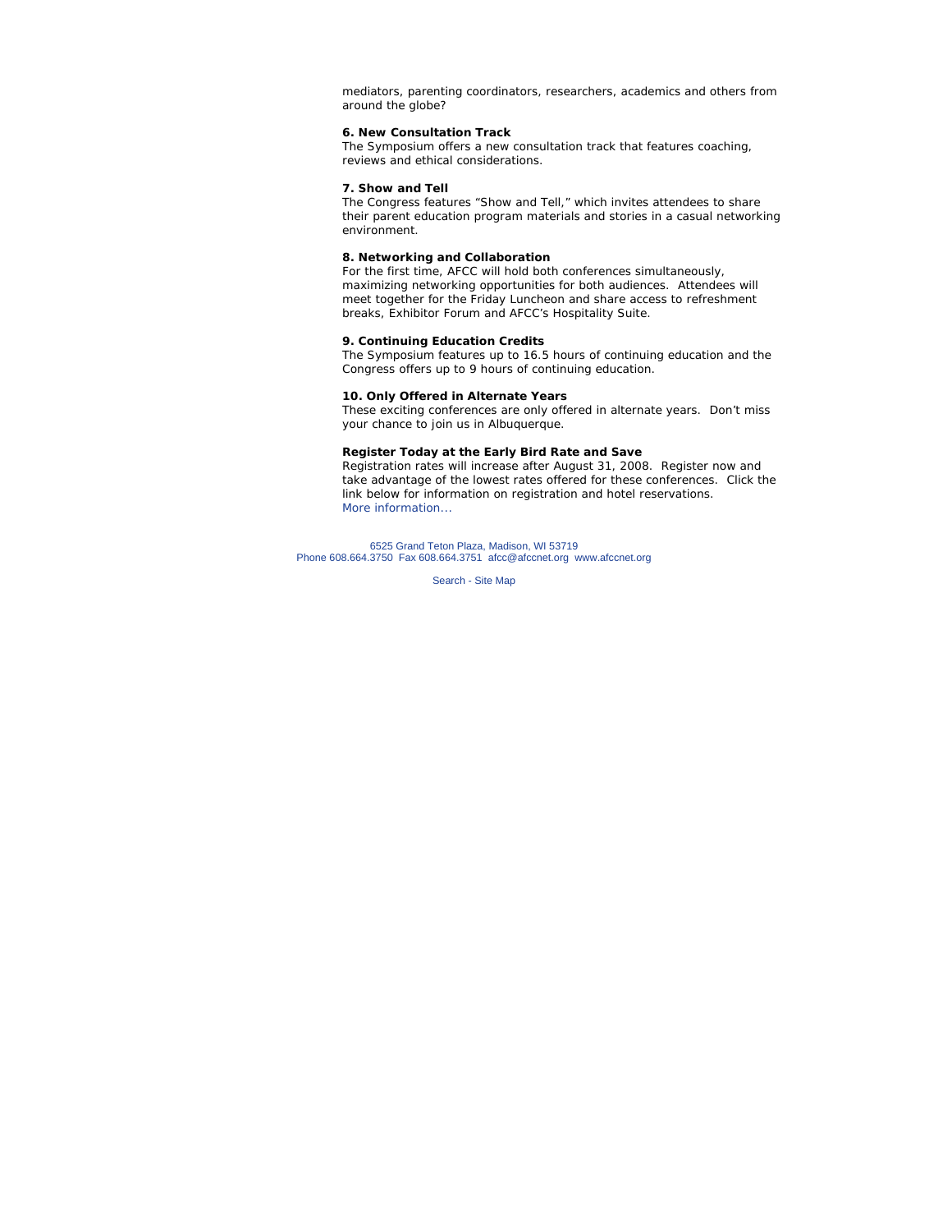mediators, parenting coordinators, researchers, academics and others from around the globe?

**6. New Consultation Track**
The Symposium offers a new consultation track that features coaching, reviews and ethical considerations.

**7. Show and Tell**
The Congress features "Show and Tell," which invites attendees to share their parent education program materials and stories in a casual networking environment.

**8. Networking and Collaboration**
For the first time, AFCC will hold both conferences simultaneously, maximizing networking opportunities for both audiences. Attendees will meet together for the Friday Luncheon and share access to refreshment breaks, Exhibitor Forum and AFCC's Hospitality Suite.

**9. Continuing Education Credits**
The Symposium features up to 16.5 hours of continuing education and the Congress offers up to 9 hours of continuing education.

**10. Only Offered in Alternate Years**
These exciting conferences are only offered in alternate years. Don't miss your chance to join us in Albuquerque.

**Register Today at the Early Bird Rate and Save**
Registration rates will increase after August 31, 2008. Register now and take advantage of the lowest rates offered for these conferences. Click the link below for information on registration and hotel reservations.
More information...

6525 Grand Teton Plaza, Madison, WI 53719
Phone 608.664.3750 Fax 608.664.3751 afcc@afccnet.org www.afccnet.org

Search - Site Map